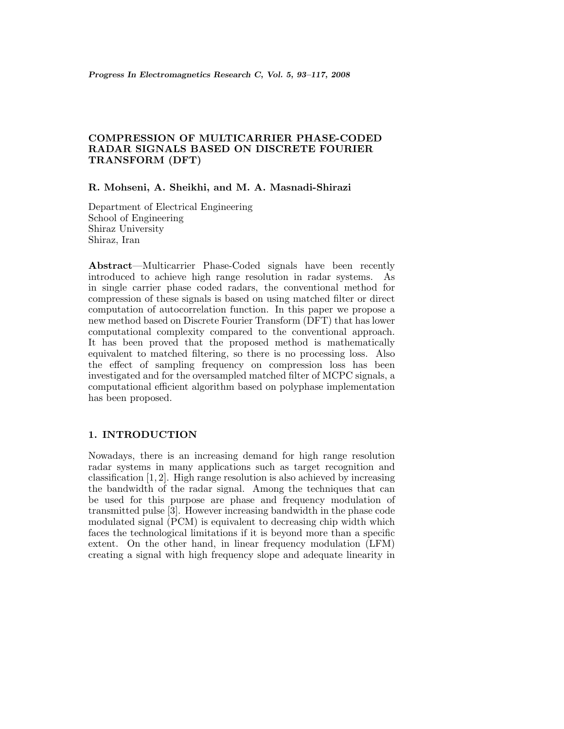# COMPRESSION OF MULTICARRIER PHASE-CODED RADAR SIGNALS BASED ON DISCRETE FOURIER TRANSFORM (DFT)

**R. Mohseni, A. Sheikhi, and M. A. Masnadi-Shirazi**

Department of Electrical Engineering
School of Engineering
Shiraz University
Shiraz, Iran

**Abstract**—Multicarrier Phase-Coded signals have been recently introduced to achieve high range resolution in radar systems. As in single carrier phase coded radars, the conventional method for compression of these signals is based on using matched filter or direct computation of autocorrelation function. In this paper we propose a new method based on Discrete Fourier Transform (DFT) that has lower computational complexity compared to the conventional approach. It has been proved that the proposed method is mathematically equivalent to matched filtering, so there is no processing loss. Also the effect of sampling frequency on compression loss has been investigated and for the oversampled matched filter of MCPC signals, a computational efficient algorithm based on polyphase implementation has been proposed.

## 1. INTRODUCTION

Nowadays, there is an increasing demand for high range resolution radar systems in many applications such as target recognition and classification [1, 2]. High range resolution is also achieved by increasing the bandwidth of the radar signal. Among the techniques that can be used for this purpose are phase and frequency modulation of transmitted pulse [3]. However increasing bandwidth in the phase code modulated signal (PCM) is equivalent to decreasing chip width which faces the technological limitations if it is beyond more than a specific extent. On the other hand, in linear frequency modulation (LFM) creating a signal with high frequency slope and adequate linearity in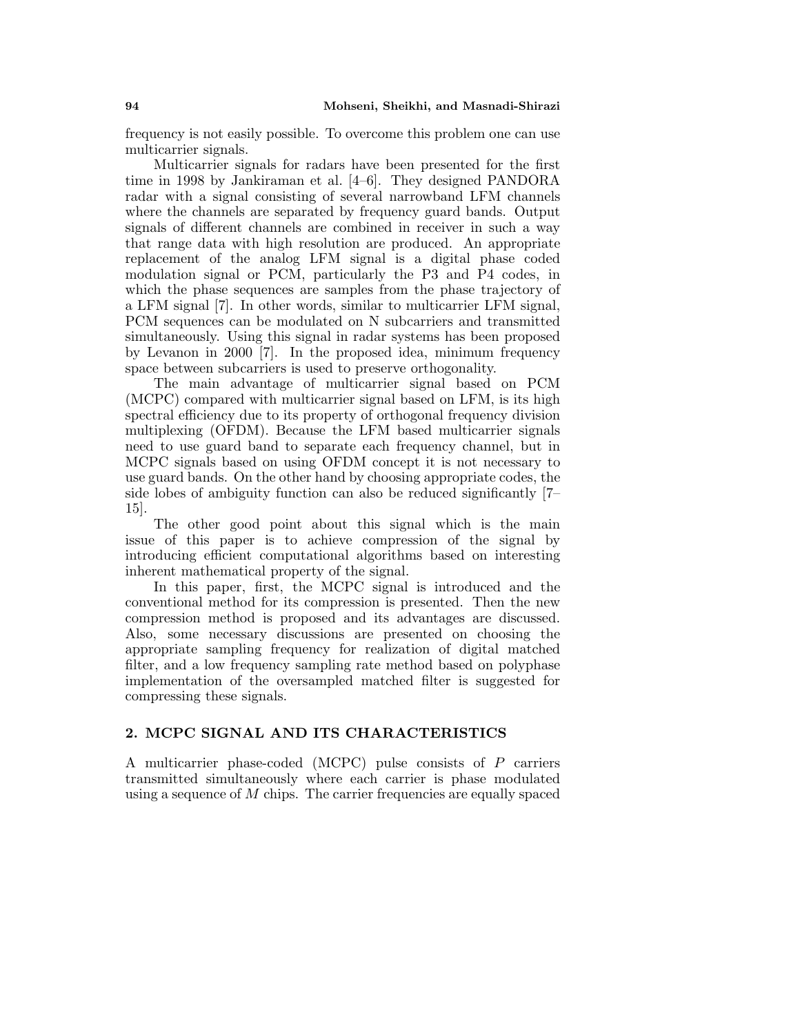frequency is not easily possible. To overcome this problem one can use multicarrier signals.

Multicarrier signals for radars have been presented for the first time in 1998 by Jankiraman et al. [4–6]. They designed PANDORA radar with a signal consisting of several narrowband LFM channels where the channels are separated by frequency guard bands. Output signals of different channels are combined in receiver in such a way that range data with high resolution are produced. An appropriate replacement of the analog LFM signal is a digital phase coded modulation signal or PCM, particularly the P3 and P4 codes, in which the phase sequences are samples from the phase trajectory of a LFM signal [7]. In other words, similar to multicarrier LFM signal, PCM sequences can be modulated on N subcarriers and transmitted simultaneously. Using this signal in radar systems has been proposed by Levanon in 2000 [7]. In the proposed idea, minimum frequency space between subcarriers is used to preserve orthogonality.

The main advantage of multicarrier signal based on PCM (MCPC) compared with multicarrier signal based on LFM, is its high spectral efficiency due to its property of orthogonal frequency division multiplexing (OFDM). Because the LFM based multicarrier signals need to use guard band to separate each frequency channel, but in MCPC signals based on using OFDM concept it is not necessary to use guard bands. On the other hand by choosing appropriate codes, the side lobes of ambiguity function can also be reduced significantly [7–15].

The other good point about this signal which is the main issue of this paper is to achieve compression of the signal by introducing efficient computational algorithms based on interesting inherent mathematical property of the signal.

In this paper, first, the MCPC signal is introduced and the conventional method for its compression is presented. Then the new compression method is proposed and its advantages are discussed. Also, some necessary discussions are presented on choosing the appropriate sampling frequency for realization of digital matched filter, and a low frequency sampling rate method based on polyphase implementation of the oversampled matched filter is suggested for compressing these signals.

## 2. MCPC SIGNAL AND ITS CHARACTERISTICS

A multicarrier phase-coded (MCPC) pulse consists of $P$ carriers transmitted simultaneously where each carrier is phase modulated using a sequence of $M$ chips. The carrier frequencies are equally spaced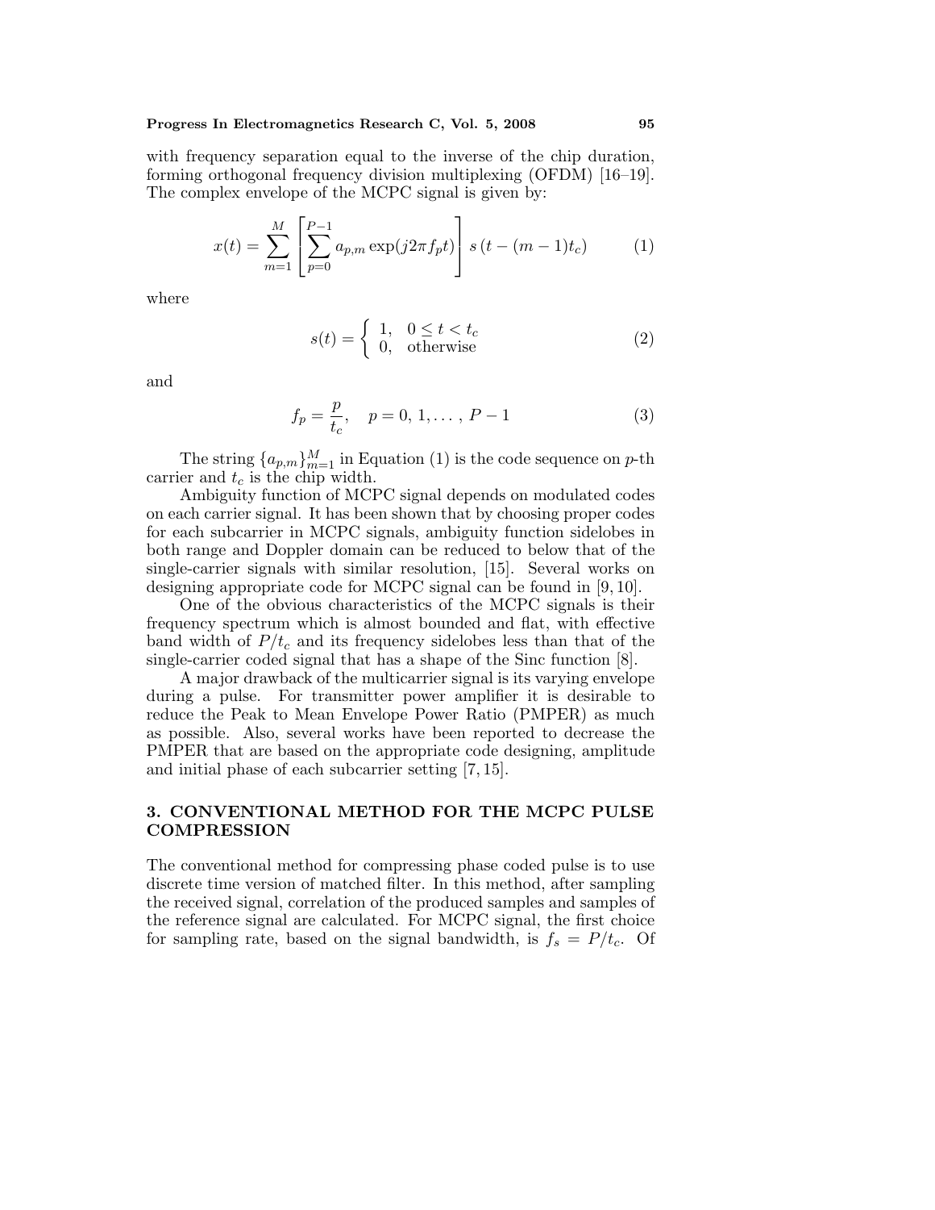with frequency separation equal to the inverse of the chip duration, forming orthogonal frequency division multiplexing (OFDM) [16–19]. The complex envelope of the MCPC signal is given by:

$$x(t) = \sum_{m=1}^{M} \left[ \sum_{p=0}^{P-1} a_{p,m} \exp(j2\pi f_p t) \right] s\left(t - (m-1)t_c\right) \tag{1}$$

where

$$s(t) = \begin{cases} 1, & 0 \leq t < t_c \\ 0, & \text{otherwise} \end{cases} \tag{2}$$

and

$$f_p = \frac{p}{t_c}, \quad p = 0, 1, \ldots, P-1 \tag{3}$$

The string $\{a_{p,m}\}_{m=1}^{M}$ in Equation (1) is the code sequence on $p$-th carrier and $t_c$ is the chip width.

Ambiguity function of MCPC signal depends on modulated codes on each carrier signal. It has been shown that by choosing proper codes for each subcarrier in MCPC signals, ambiguity function sidelobes in both range and Doppler domain can be reduced to below that of the single-carrier signals with similar resolution, [15]. Several works on designing appropriate code for MCPC signal can be found in [9, 10].

One of the obvious characteristics of the MCPC signals is their frequency spectrum which is almost bounded and flat, with effective band width of $P/t_c$ and its frequency sidelobes less than that of the single-carrier coded signal that has a shape of the Sinc function [8].

A major drawback of the multicarrier signal is its varying envelope during a pulse. For transmitter power amplifier it is desirable to reduce the Peak to Mean Envelope Power Ratio (PMPER) as much as possible. Also, several works have been reported to decrease the PMPER that are based on the appropriate code designing, amplitude and initial phase of each subcarrier setting [7, 15].

## 3. CONVENTIONAL METHOD FOR THE MCPC PULSE COMPRESSION

The conventional method for compressing phase coded pulse is to use discrete time version of matched filter. In this method, after sampling the received signal, correlation of the produced samples and samples of the reference signal are calculated. For MCPC signal, the first choice for sampling rate, based on the signal bandwidth, is $f_s = P/t_c$. Of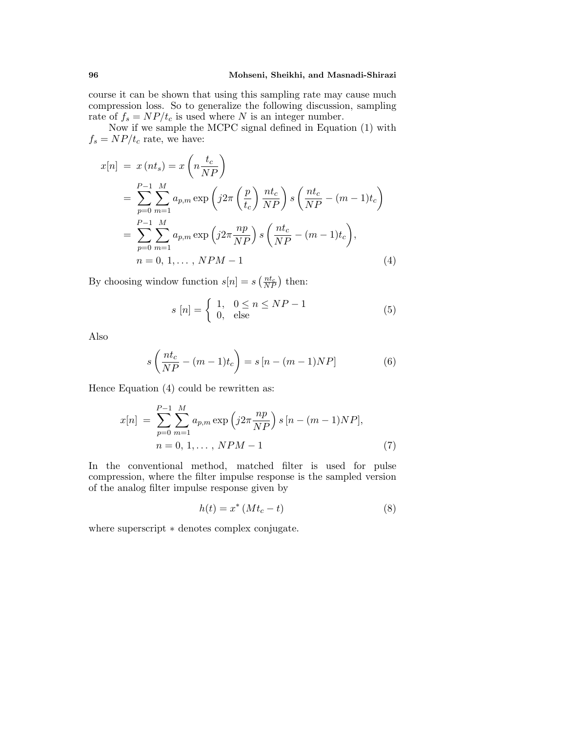course it can be shown that using this sampling rate may cause much compression loss. So to generalize the following discussion, sampling rate of $f_s = NP/t_c$ is used where $N$ is an integer number.

Now if we sample the MCPC signal defined in Equation (1) with $f_s = NP/t_c$ rate, we have:

$$
\begin{aligned}
x[n] &= x(nt_s) = x\left(n\frac{t_c}{NP}\right) \\
&= \sum_{p=0}^{P-1}\sum_{m=1}^{M} a_{p,m} \exp\left(j2\pi\left(\frac{p}{t_c}\right)\frac{nt_c}{NP}\right) s\left(\frac{nt_c}{NP} - (m-1)t_c\right) \\
&= \sum_{p=0}^{P-1}\sum_{m=1}^{M} a_{p,m} \exp\left(j2\pi\frac{np}{NP}\right) s\left(\frac{nt_c}{NP} - (m-1)t_c\right), \\
&\quad n = 0, 1, \ldots, NPM - 1
\end{aligned} \tag{4}
$$

By choosing window function $s[n] = s\left(\frac{nt_c}{NP}\right)$ then:

$$
s[n] = \begin{cases} 1, & 0 \le n \le NP - 1 \\ 0, & \text{else} \end{cases} \tag{5}
$$

Also

$$
s\left(\frac{nt_c}{NP} - (m-1)t_c\right) = s[n - (m-1)NP] \tag{6}
$$

Hence Equation (4) could be rewritten as:

$$
\begin{aligned}
x[n] &= \sum_{p=0}^{P-1}\sum_{m=1}^{M} a_{p,m} \exp\left(j2\pi\frac{np}{NP}\right) s[n - (m-1)NP], \\
&\quad n = 0, 1, \ldots, NPM - 1
\end{aligned} \tag{7}
$$

In the conventional method, matched filter is used for pulse compression, where the filter impulse response is the sampled version of the analog filter impulse response given by

$$
h(t) = x^*(Mt_c - t) \tag{8}
$$

where superscript $*$ denotes complex conjugate.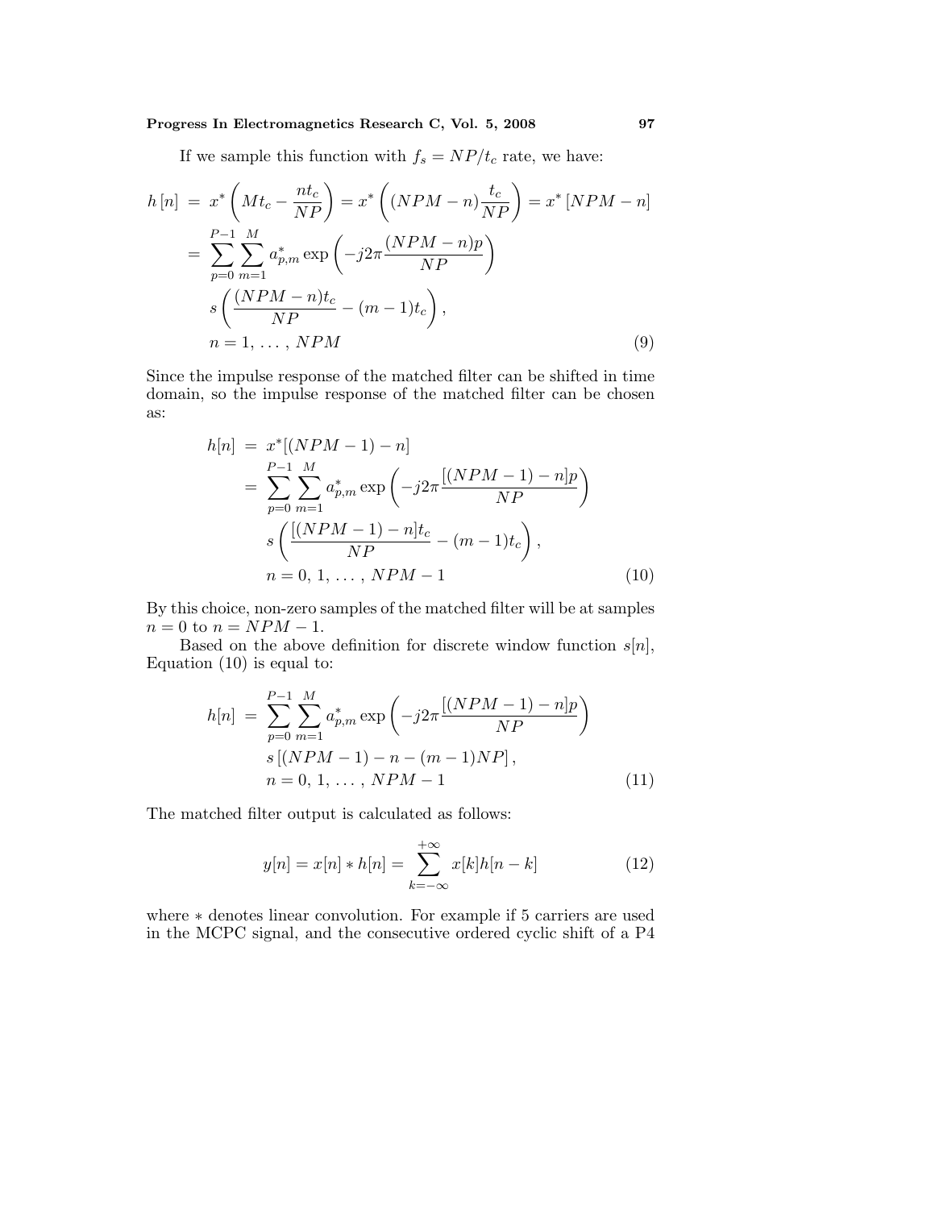If we sample this function with $f_s = NP/t_c$ rate, we have:

$$
\begin{aligned}
h\left[n\right] &= x^*\left(Mt_c - \frac{nt_c}{NP}\right) = x^*\left((NPM-n)\frac{t_c}{NP}\right) = x^*\left[NPM-n\right] \\
&= \sum_{p=0}^{P-1}\sum_{m=1}^{M} a_{p,m}^* \exp\left(-j2\pi\frac{(NPM-n)p}{NP}\right) \\
&\quad s\left(\frac{(NPM-n)t_c}{NP} - (m-1)t_c\right), \\
&\quad n = 1, \ldots, NPM
\end{aligned} \tag{9}
$$

Since the impulse response of the matched filter can be shifted in time domain, so the impulse response of the matched filter can be chosen as:

$$
\begin{aligned}
h[n] &= x^*[(NPM-1)-n] \\
&= \sum_{p=0}^{P-1}\sum_{m=1}^{M} a_{p,m}^* \exp\left(-j2\pi\frac{[(NPM-1)-n]p}{NP}\right) \\
&\quad s\left(\frac{[(NPM-1)-n]t_c}{NP} - (m-1)t_c\right), \\
&\quad n = 0, 1, \ldots, NPM-1
\end{aligned} \tag{10}
$$

By this choice, non-zero samples of the matched filter will be at samples $n = 0$ to $n = NPM - 1$.

Based on the above definition for discrete window function $s[n]$, Equation (10) is equal to:

$$
\begin{aligned}
h[n] &= \sum_{p=0}^{P-1}\sum_{m=1}^{M} a_{p,m}^* \exp\left(-j2\pi\frac{[(NPM-1)-n]p}{NP}\right) \\
&\quad s\left[(NPM-1) - n - (m-1)NP\right], \\
&\quad n = 0, 1, \ldots, NPM-1
\end{aligned} \tag{11}
$$

The matched filter output is calculated as follows:

$$
y[n] = x[n] * h[n] = \sum_{k=-\infty}^{+\infty} x[k]h[n-k] \tag{12}
$$

where $*$ denotes linear convolution. For example if 5 carriers are used in the MCPC signal, and the consecutive ordered cyclic shift of a P4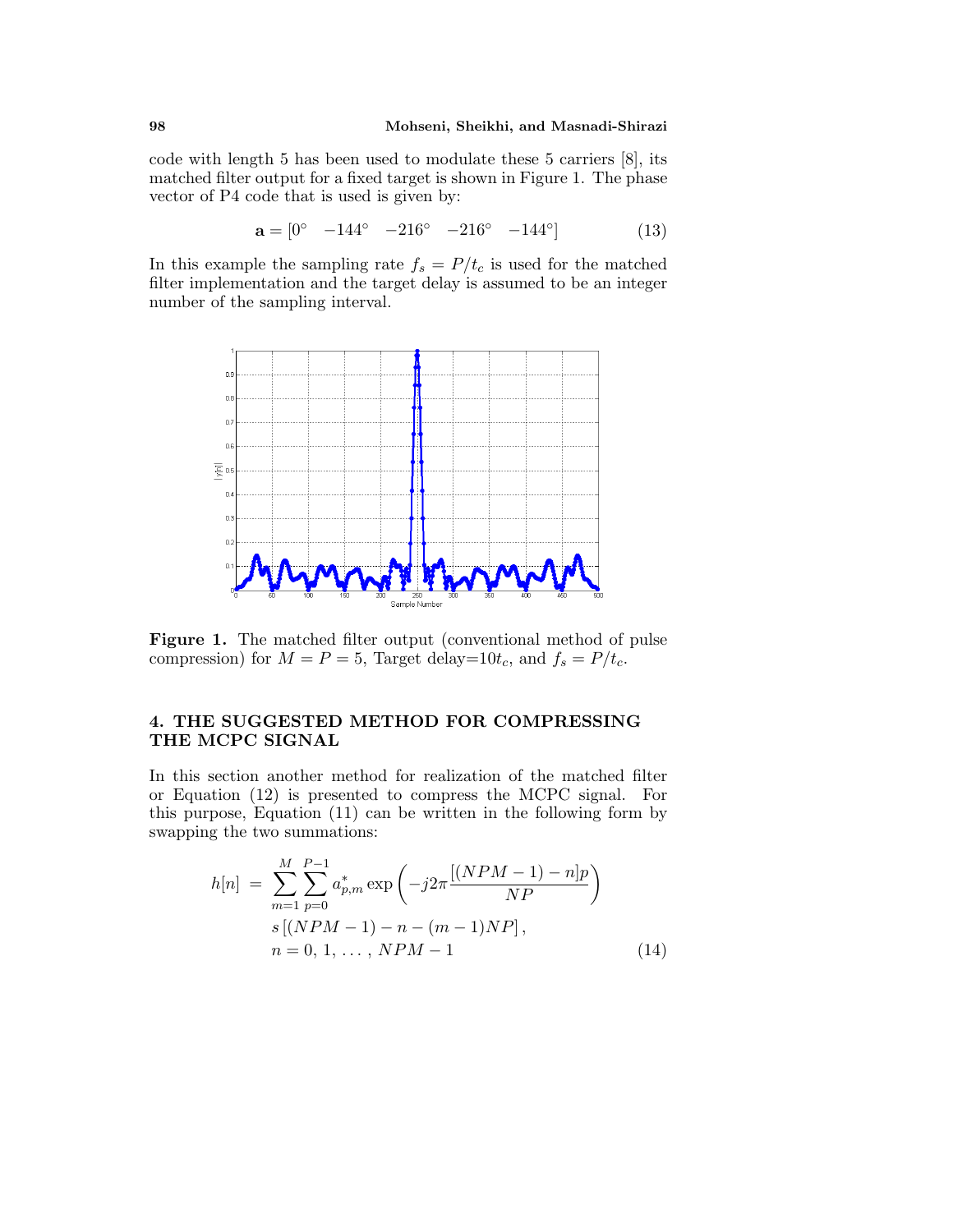code with length 5 has been used to modulate these 5 carriers [8], its matched filter output for a fixed target is shown in Figure 1. The phase vector of P4 code that is used is given by:

$$\mathbf{a} = [0^\circ \quad -144^\circ \quad -216^\circ \quad -216^\circ \quad -144^\circ] \tag{13}$$

In this example the sampling rate $f_s = P/t_c$ is used for the matched filter implementation and the target delay is assumed to be an integer number of the sampling interval.

**Figure 1.** The matched filter output (conventional method of pulse compression) for $M = P = 5$, Target delay=$10t_c$, and $f_s = P/t_c$.

## 4. THE SUGGESTED METHOD FOR COMPRESSING THE MCPC SIGNAL

In this section another method for realization of the matched filter or Equation (12) is presented to compress the MCPC signal. For this purpose, Equation (11) can be written in the following form by swapping the two summations:

$$\begin{aligned} h[n] \;=\; & \sum_{m=1}^{M} \sum_{p=0}^{P-1} a_{p,m}^{*} \exp\left(-j2\pi \frac{[(NPM-1)-n]p}{NP}\right) \\ & s\left[(NPM-1)-n-(m-1)NP\right], \\ & n = 0, 1, \ldots, NPM-1 \end{aligned} \tag{14}$$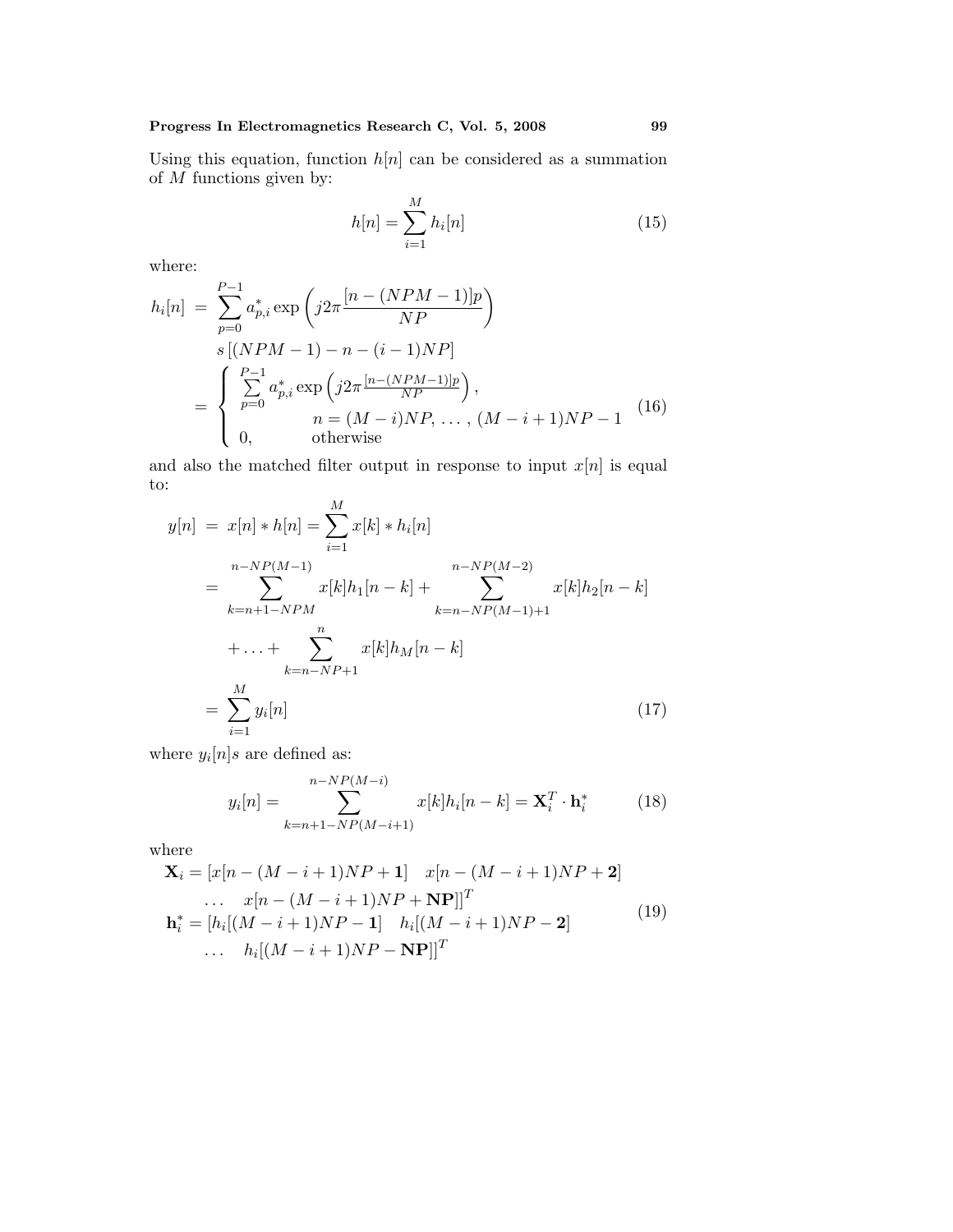Using this equation, function $h[n]$ can be considered as a summation of $M$ functions given by:

$$h[n] = \sum_{i=1}^{M} h_i[n] \tag{15}$$

where:

$$\begin{aligned}
h_i[n] &= \sum_{p=0}^{P-1} a_{p,i}^* \exp\left(j2\pi \frac{[n-(NPM-1)]p}{NP}\right) \\
&\quad s\left[(NPM-1) - n - (i-1)NP\right] \\
&= \begin{cases} \sum\limits_{p=0}^{P-1} a_{p,i}^* \exp\left(j2\pi \frac{[n-(NPM-1)]p}{NP}\right), \\ \qquad\qquad n = (M-i)NP,\ \ldots,\ (M-i+1)NP-1 \\ 0, \qquad\quad \text{otherwise} \end{cases}
\end{aligned} \tag{16}$$

and also the matched filter output in response to input $x[n]$ is equal to:

$$\begin{aligned}
y[n] &= x[n] * h[n] = \sum_{i=1}^{M} x[k] * h_i[n] \\
&= \sum_{k=n+1-NPM}^{n-NP(M-1)} x[k]h_1[n-k] + \sum_{k=n-NP(M-1)+1}^{n-NP(M-2)} x[k]h_2[n-k] \\
&\quad + \ldots + \sum_{k=n-NP+1}^{n} x[k]h_M[n-k] \\
&= \sum_{i=1}^{M} y_i[n]
\end{aligned} \tag{17}$$

where $y_i[n]s$ are defined as:

$$y_i[n] = \sum_{k=n+1-NP(M-i+1)}^{n-NP(M-i)} x[k]h_i[n-k] = \mathbf{X}_i^T \cdot \mathbf{h}_i^* \tag{18}$$

where

$$\begin{aligned}
\mathbf{X}_i &= [x[n-(M-i+1)NP+\mathbf{1}] \quad x[n-(M-i+1)NP+\mathbf{2}] \\
&\quad \ldots \quad x[n-(M-i+1)NP+\mathbf{NP}]]^T \\
\mathbf{h}_i^* &= [h_i[(M-i+1)NP-\mathbf{1}] \quad h_i[(M-i+1)NP-\mathbf{2}] \\
&\quad \ldots \quad h_i[(M-i+1)NP-\mathbf{NP}]]^T
\end{aligned} \tag{19}$$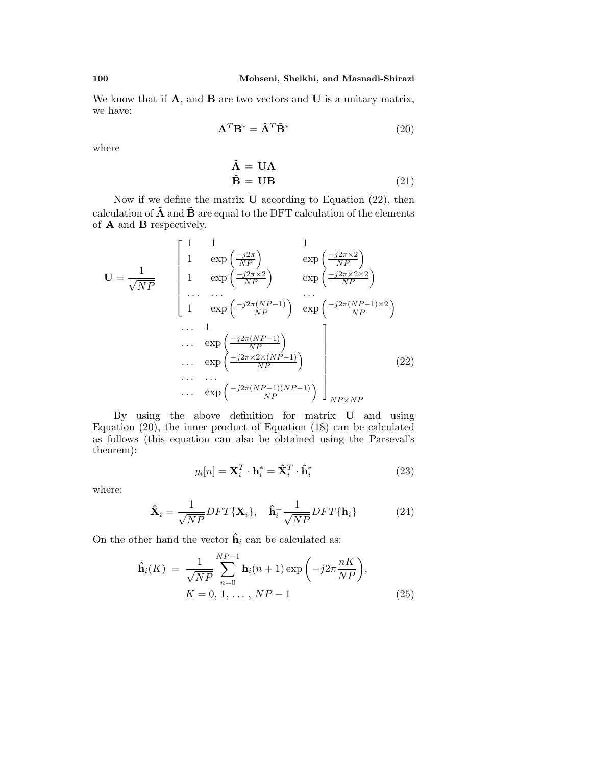We know that if $\mathbf{A}$, and $\mathbf{B}$ are two vectors and $\mathbf{U}$ is a unitary matrix, we have:

$$\mathbf{A}^T\mathbf{B}^* = \hat{\mathbf{A}}^T\hat{\mathbf{B}}^* \tag{20}$$

where

$$\begin{aligned} \hat{\mathbf{A}} &= \mathbf{U}\mathbf{A} \\ \hat{\mathbf{B}} &= \mathbf{U}\mathbf{B} \end{aligned} \tag{21}$$

Now if we define the matrix $\mathbf{U}$ according to Equation (22), then calculation of $\hat{\mathbf{A}}$ and $\hat{\mathbf{B}}$ are equal to the DFT calculation of the elements of $\mathbf{A}$ and $\mathbf{B}$ respectively.

$$\mathbf{U} = \frac{1}{\sqrt{NP}} \begin{bmatrix} 1 & 1 & 1 & \dots & 1 \\ 1 & \exp\left(\frac{-j2\pi}{NP}\right) & \exp\left(\frac{-j2\pi\times 2}{NP}\right) & \dots & \exp\left(\frac{-j2\pi(NP-1)}{NP}\right) \\ 1 & \exp\left(\frac{-j2\pi\times 2}{NP}\right) & \exp\left(\frac{-j2\pi\times 2\times 2}{NP}\right) & \dots & \exp\left(\frac{-j2\pi\times 2\times(NP-1)}{NP}\right) \\ \dots & \dots & \dots & \dots & \dots \\ 1 & \exp\left(\frac{-j2\pi(NP-1)}{NP}\right) & \exp\left(\frac{-j2\pi(NP-1)\times 2}{NP}\right) & \dots & \exp\left(\frac{-j2\pi(NP-1)(NP-1)}{NP}\right) \end{bmatrix}_{NP\times NP} \tag{22}$$

By using the above definition for matrix $\mathbf{U}$ and using Equation (20), the inner product of Equation (18) can be calculated as follows (this equation can also be obtained using the Parseval's theorem):

$$y_i[n] = \mathbf{X}_i^T \cdot \mathbf{h}_i^* = \hat{\mathbf{X}}_i^T \cdot \hat{\mathbf{h}}_i^* \tag{23}$$

where:

$$\hat{\mathbf{X}}_i = \frac{1}{\sqrt{NP}} DFT\{\mathbf{X}_i\}, \quad \hat{\mathbf{h}}_i = \frac{1}{\sqrt{NP}} DFT\{\mathbf{h}_i\} \tag{24}$$

On the other hand the vector $\hat{\mathbf{h}}_i$ can be calculated as:

$$\hat{\mathbf{h}}_i(K) = \frac{1}{\sqrt{NP}} \sum_{n=0}^{NP-1} \mathbf{h}_i(n+1) \exp\left(-j2\pi\frac{nK}{NP}\right), \quad K = 0, 1, \dots, NP-1 \tag{25}$$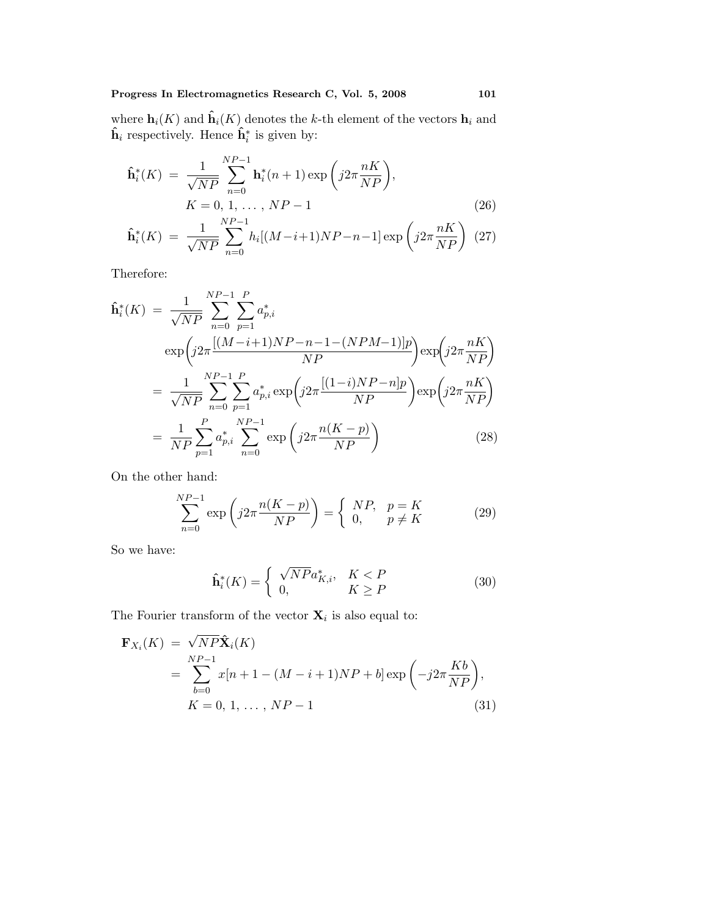where $\mathbf{h}_i(K)$ and $\hat{\mathbf{h}}_i(K)$ denotes the $k$-th element of the vectors $\mathbf{h}_i$ and $\hat{\mathbf{h}}_i$ respectively. Hence $\hat{\mathbf{h}}_i^*$ is given by:

$$
\begin{aligned}
\hat{\mathbf{h}}_i^*(K) &= \frac{1}{\sqrt{NP}} \sum_{n=0}^{NP-1} \mathbf{h}_i^*(n+1) \exp\left(j2\pi \frac{nK}{NP}\right), \\
& \quad K = 0,\, 1,\, \ldots\, ,\, NP-1 \qquad (26) \\
\hat{\mathbf{h}}_i^*(K) &= \frac{1}{\sqrt{NP}} \sum_{n=0}^{NP-1} h_i[(M-i+1)NP-n-1] \exp\left(j2\pi \frac{nK}{NP}\right) \qquad (27)
\end{aligned}
$$

Therefore:

$$
\begin{aligned}
\hat{\mathbf{h}}_i^*(K) &= \frac{1}{\sqrt{NP}} \sum_{n=0}^{NP-1} \sum_{p=1}^{P} a_{p,i}^* \\
& \quad \exp\!\left(j2\pi \frac{[(M-i+1)NP-n-1-(NPM-1)]p}{NP}\right) \exp\!\left(j2\pi \frac{nK}{NP}\right) \\
&= \frac{1}{\sqrt{NP}} \sum_{n=0}^{NP-1} \sum_{p=1}^{P} a_{p,i}^* \exp\!\left(j2\pi \frac{[(1-i)NP-n]p}{NP}\right) \exp\!\left(j2\pi \frac{nK}{NP}\right) \\
&= \frac{1}{NP} \sum_{p=1}^{P} a_{p,i}^* \sum_{n=0}^{NP-1} \exp\left(j2\pi \frac{n(K-p)}{NP}\right) \qquad (28)
\end{aligned}
$$

On the other hand:

$$
\sum_{n=0}^{NP-1} \exp\left(j2\pi \frac{n(K-p)}{NP}\right) = \begin{cases} NP, & p = K \\ 0, & p \neq K \end{cases} \qquad (29)
$$

So we have:

$$
\hat{\mathbf{h}}_i^*(K) = \begin{cases} \sqrt{NP} a_{K,i}^*, & K < P \\ 0, & K \geq P \end{cases} \qquad (30)
$$

The Fourier transform of the vector $\mathbf{X}_i$ is also equal to:

$$
\begin{aligned}
\mathbf{F}_{X_i}(K) &= \sqrt{NP} \hat{\mathbf{X}}_i(K) \\
&= \sum_{b=0}^{NP-1} x[n+1-(M-i+1)NP+b] \exp\left(-j2\pi \frac{Kb}{NP}\right), \\
& \quad K = 0,\, 1,\, \ldots\, ,\, NP-1 \qquad (31)
\end{aligned}
$$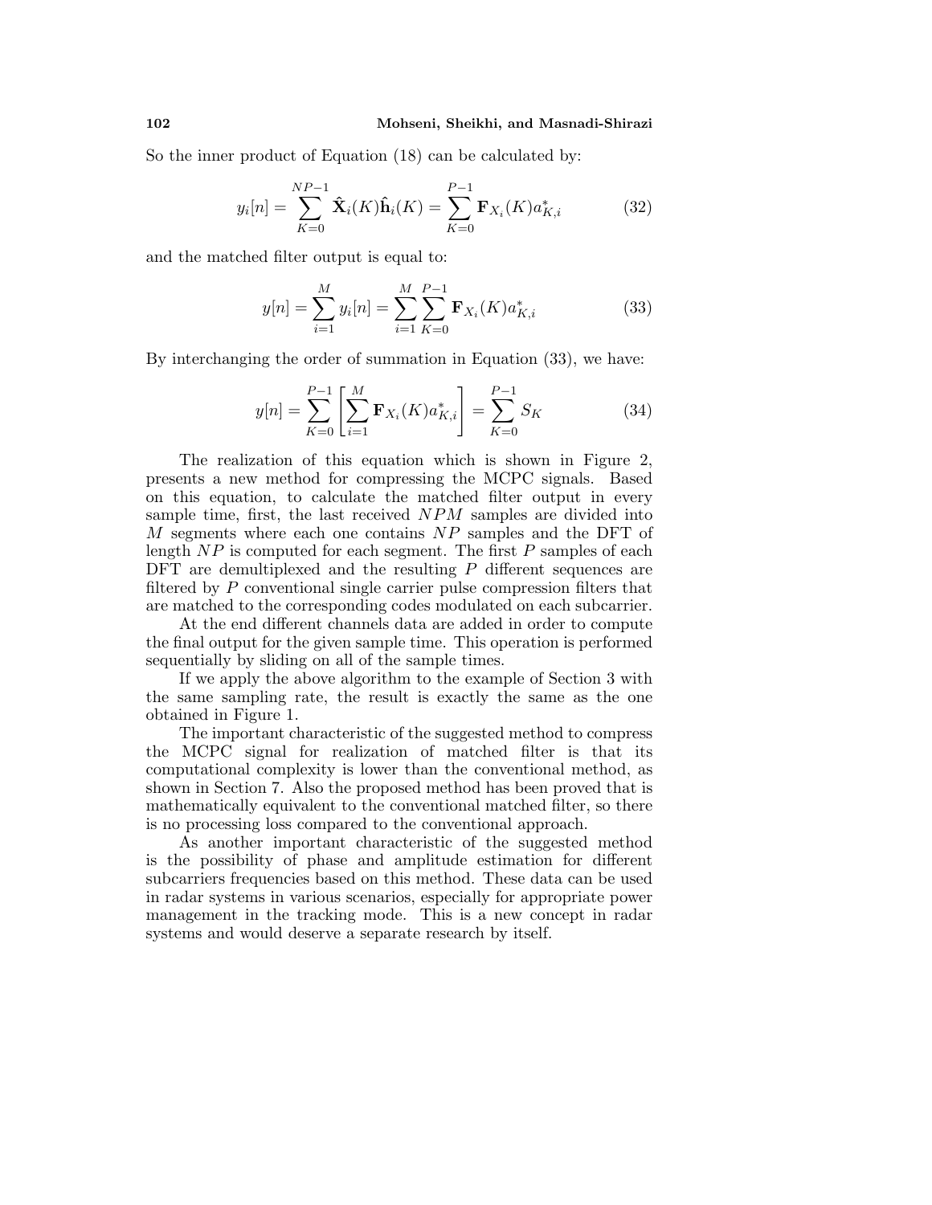So the inner product of Equation (18) can be calculated by:

$$y_i[n] = \sum_{K=0}^{NP-1} \hat{\mathbf{X}}_i(K)\hat{\mathbf{h}}_i(K) = \sum_{K=0}^{P-1} \mathbf{F}_{X_i}(K)a^*_{K,i} \tag{32}$$

and the matched filter output is equal to:

$$y[n] = \sum_{i=1}^{M} y_i[n] = \sum_{i=1}^{M}\sum_{K=0}^{P-1} \mathbf{F}_{X_i}(K)a^*_{K,i} \tag{33}$$

By interchanging the order of summation in Equation (33), we have:

$$y[n] = \sum_{K=0}^{P-1}\left[\sum_{i=1}^{M} \mathbf{F}_{X_i}(K)a^*_{K,i}\right] = \sum_{K=0}^{P-1} S_K \tag{34}$$

The realization of this equation which is shown in Figure 2, presents a new method for compressing the MCPC signals. Based on this equation, to calculate the matched filter output in every sample time, first, the last received $NPM$ samples are divided into $M$ segments where each one contains $NP$ samples and the DFT of length $NP$ is computed for each segment. The first $P$ samples of each DFT are demultiplexed and the resulting $P$ different sequences are filtered by $P$ conventional single carrier pulse compression filters that are matched to the corresponding codes modulated on each subcarrier.

At the end different channels data are added in order to compute the final output for the given sample time. This operation is performed sequentially by sliding on all of the sample times.

If we apply the above algorithm to the example of Section 3 with the same sampling rate, the result is exactly the same as the one obtained in Figure 1.

The important characteristic of the suggested method to compress the MCPC signal for realization of matched filter is that its computational complexity is lower than the conventional method, as shown in Section 7. Also the proposed method has been proved that is mathematically equivalent to the conventional matched filter, so there is no processing loss compared to the conventional approach.

As another important characteristic of the suggested method is the possibility of phase and amplitude estimation for different subcarriers frequencies based on this method. These data can be used in radar systems in various scenarios, especially for appropriate power management in the tracking mode. This is a new concept in radar systems and would deserve a separate research by itself.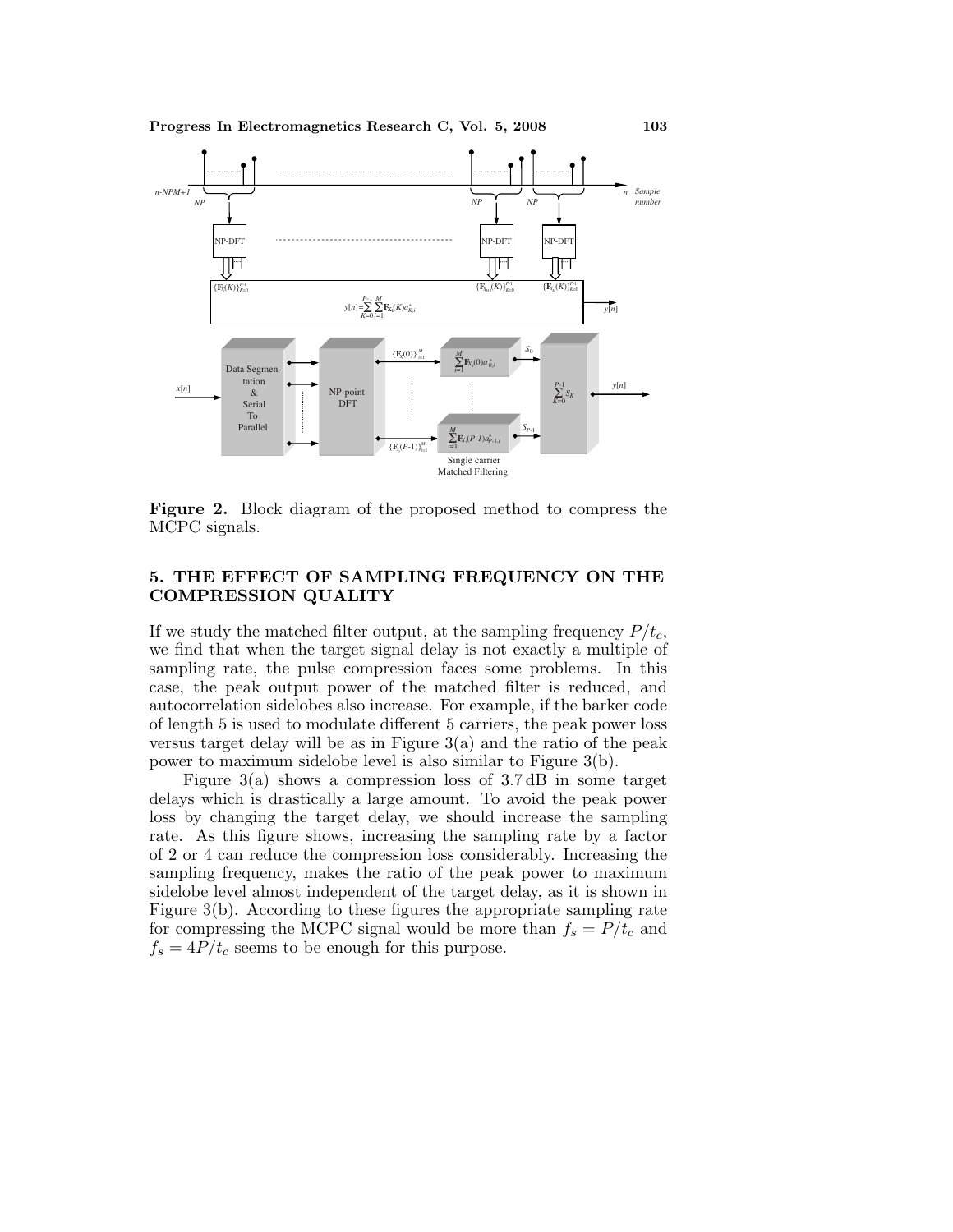**Figure 2.** Block diagram of the proposed method to compress the MCPC signals.

## 5. THE EFFECT OF SAMPLING FREQUENCY ON THE COMPRESSION QUALITY

If we study the matched filter output, at the sampling frequency $P/t_c$, we find that when the target signal delay is not exactly a multiple of sampling rate, the pulse compression faces some problems. In this case, the peak output power of the matched filter is reduced, and autocorrelation sidelobes also increase. For example, if the barker code of length 5 is used to modulate different 5 carriers, the peak power loss versus target delay will be as in Figure 3(a) and the ratio of the peak power to maximum sidelobe level is also similar to Figure 3(b).

Figure 3(a) shows a compression loss of 3.7 dB in some target delays which is drastically a large amount. To avoid the peak power loss by changing the target delay, we should increase the sampling rate. As this figure shows, increasing the sampling rate by a factor of 2 or 4 can reduce the compression loss considerably. Increasing the sampling frequency, makes the ratio of the peak power to maximum sidelobe level almost independent of the target delay, as it is shown in Figure 3(b). According to these figures the appropriate sampling rate for compressing the MCPC signal would be more than $f_s = P/t_c$ and $f_s = 4P/t_c$ seems to be enough for this purpose.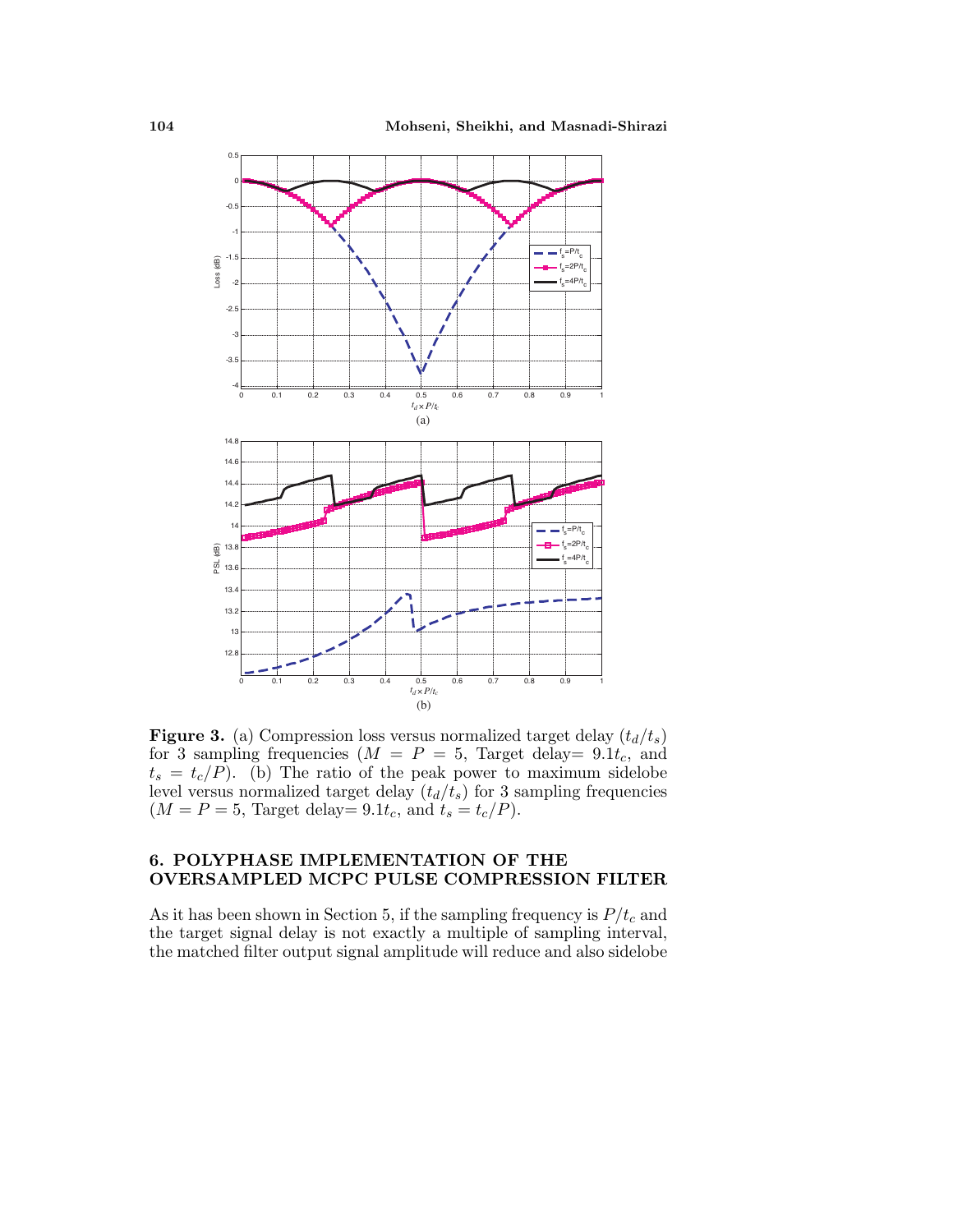**Figure 3.** (a) Compression loss versus normalized target delay ($t_d/t_s$) for 3 sampling frequencies ($M = P = 5$, Target delay= $9.1t_c$, and $t_s = t_c/P$). (b) The ratio of the peak power to maximum sidelobe level versus normalized target delay ($t_d/t_s$) for 3 sampling frequencies ($M = P = 5$, Target delay= $9.1t_c$, and $t_s = t_c/P$).

## 6. POLYPHASE IMPLEMENTATION OF THE OVERSAMPLED MCPC PULSE COMPRESSION FILTER

As it has been shown in Section 5, if the sampling frequency is $P/t_c$ and the target signal delay is not exactly a multiple of sampling interval, the matched filter output signal amplitude will reduce and also sidelobe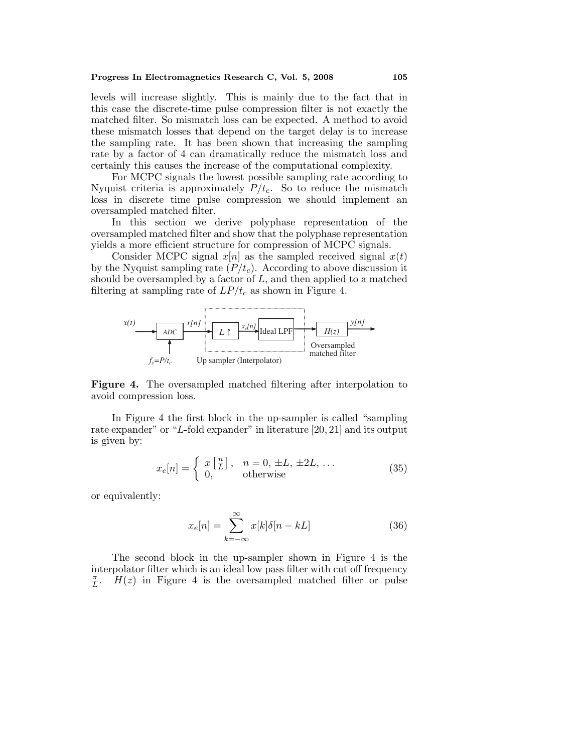levels will increase slightly. This is mainly due to the fact that in this case the discrete-time pulse compression filter is not exactly the matched filter. So mismatch loss can be expected. A method to avoid these mismatch losses that depend on the target delay is to increase the sampling rate. It has been shown that increasing the sampling rate by a factor of 4 can dramatically reduce the mismatch loss and certainly this causes the increase of the computational complexity.

For MCPC signals the lowest possible sampling rate according to Nyquist criteria is approximately $P/t_c$. So to reduce the mismatch loss in discrete time pulse compression we should implement an oversampled matched filter.

In this section we derive polyphase representation of the oversampled matched filter and show that the polyphase representation yields a more efficient structure for compression of MCPC signals.

Consider MCPC signal $x[n]$ as the sampled received signal $x(t)$ by the Nyquist sampling rate ($P/t_c$). According to above discussion it should be oversampled by a factor of $L$, and then applied to a matched filtering at sampling rate of $LP/t_c$ as shown in Figure 4.

**Figure 4.** The oversampled matched filtering after interpolation to avoid compression loss.

In Figure 4 the first block in the up-sampler is called "sampling rate expander" or "$L$-fold expander" in literature [20, 21] and its output is given by:

$$x_e[n] = \begin{cases} x\left[\frac{n}{L}\right], & n = 0, \pm L, \pm 2L, \ldots \\ 0, & \text{otherwise} \end{cases} \tag{35}$$

or equivalently:

$$x_e[n] = \sum_{k=-\infty}^{\infty} x[k]\delta[n - kL] \tag{36}$$

The second block in the up-sampler shown in Figure 4 is the interpolator filter which is an ideal low pass filter with cut off frequency $\frac{\pi}{L}$. $H(z)$ in Figure 4 is the oversampled matched filter or pulse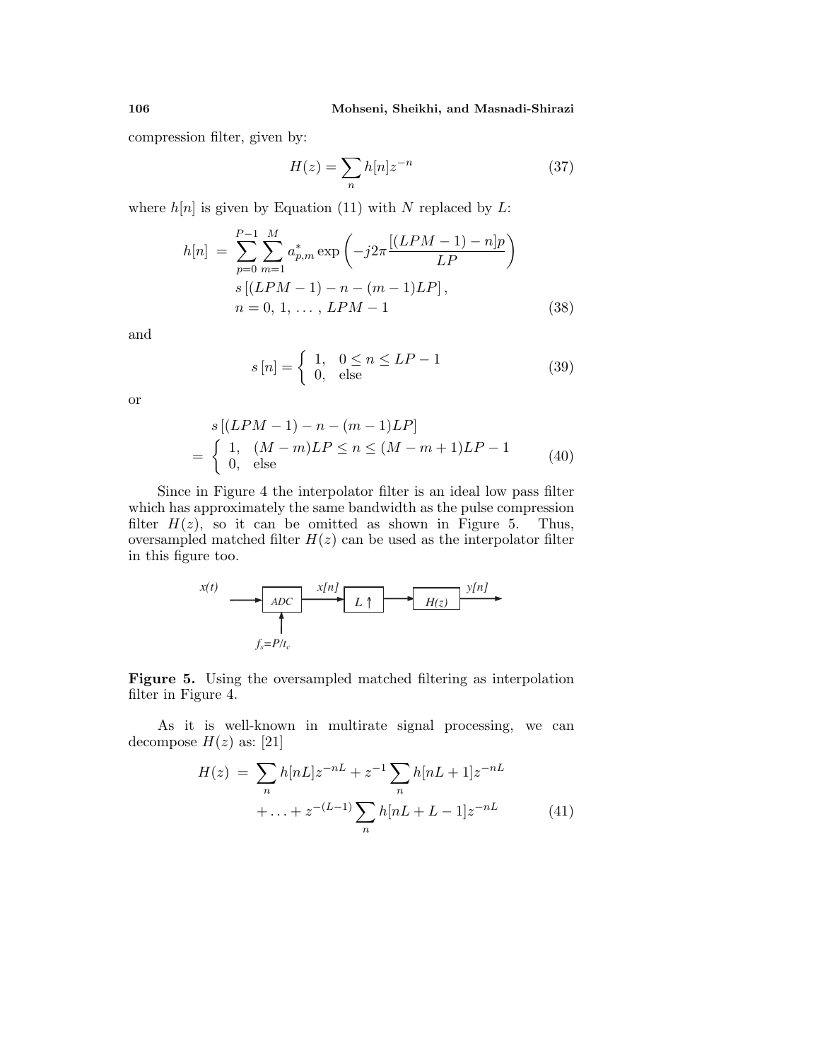compression filter, given by:

$$H(z) = \sum_{n} h[n] z^{-n} \tag{37}$$

where $h[n]$ is given by Equation (11) with $N$ replaced by $L$:

$$\begin{aligned} h[n] \ = \ & \sum_{p=0}^{P-1} \sum_{m=1}^{M} a_{p,m}^{*} \exp\left(-j2\pi \frac{[(LPM-1)-n]p}{LP}\right) \\ & s\left[(LPM-1) - n - (m-1)LP\right], \\ & n = 0, 1, \ldots, LPM-1 \end{aligned} \tag{38}$$

and

$$s[n] = \begin{cases} 1, & 0 \leq n \leq LP-1 \\ 0, & \text{else} \end{cases} \tag{39}$$

or

$$\begin{aligned} & s\left[(LPM-1) - n - (m-1)LP\right] \\ = & \begin{cases} 1, & (M-m)LP \leq n \leq (M-m+1)LP-1 \\ 0, & \text{else} \end{cases} \end{aligned} \tag{40}$$

Since in Figure 4 the interpolator filter is an ideal low pass filter which has approximately the same bandwidth as the pulse compression filter $H(z)$, so it can be omitted as shown in Figure 5. Thus, oversampled matched filter $H(z)$ can be used as the interpolator filter in this figure too.

**Figure 5.** Using the oversampled matched filtering as interpolation filter in Figure 4.

As it is well-known in multirate signal processing, we can decompose $H(z)$ as: [21]

$$\begin{aligned} H(z) \ = \ & \sum_{n} h[nL] z^{-nL} + z^{-1} \sum_{n} h[nL+1] z^{-nL} \\ & + \ldots + z^{-(L-1)} \sum_{n} h[nL+L-1] z^{-nL} \end{aligned} \tag{41}$$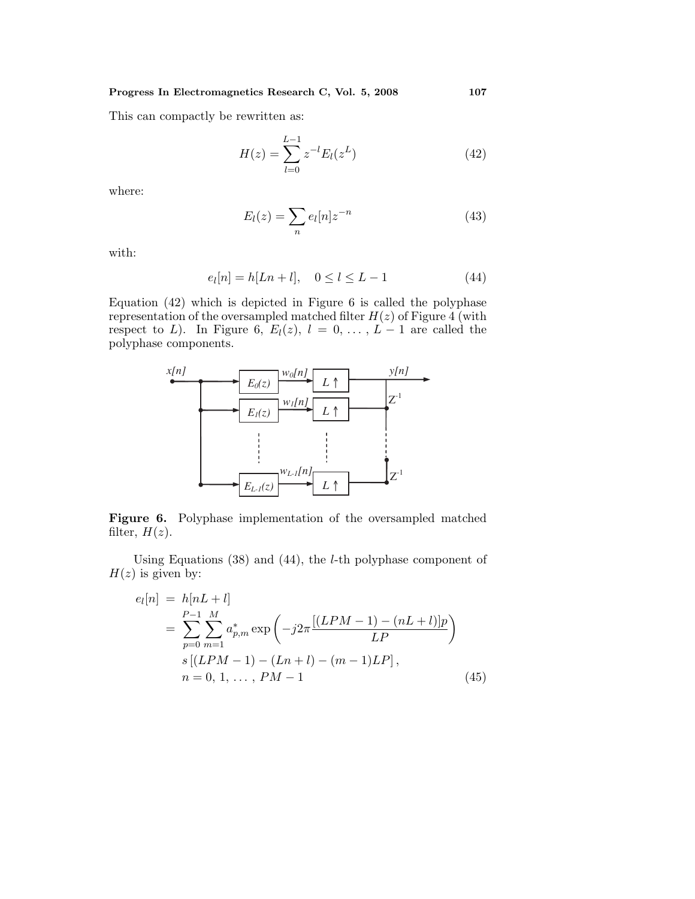This can compactly be rewritten as:

$$H(z) = \sum_{l=0}^{L-1} z^{-l} E_l(z^L) \tag{42}$$

where:

$$E_l(z) = \sum_n e_l[n] z^{-n} \tag{43}$$

with:

$$e_l[n] = h[Ln + l], \quad 0 \leq l \leq L-1 \tag{44}$$

Equation (42) which is depicted in Figure 6 is called the polyphase representation of the oversampled matched filter $H(z)$ of Figure 4 (with respect to $L$). In Figure 6, $E_l(z)$, $l = 0, \ldots, L-1$ are called the polyphase components.

**Figure 6.** Polyphase implementation of the oversampled matched filter, $H(z)$.

Using Equations (38) and (44), the $l$-th polyphase component of $H(z)$ is given by:

$$\begin{aligned}
e_l[n] &= h[nL + l] \\
&= \sum_{p=0}^{P-1} \sum_{m=1}^{M} a_{p,m}^* \exp\left(-j2\pi \frac{[(LPM-1) - (nL+l)]p}{LP}\right) \\
&\quad s\left[(LPM-1) - (Ln+l) - (m-1)LP\right], \\
&\quad n = 0, 1, \ldots, PM-1
\end{aligned} \tag{45}$$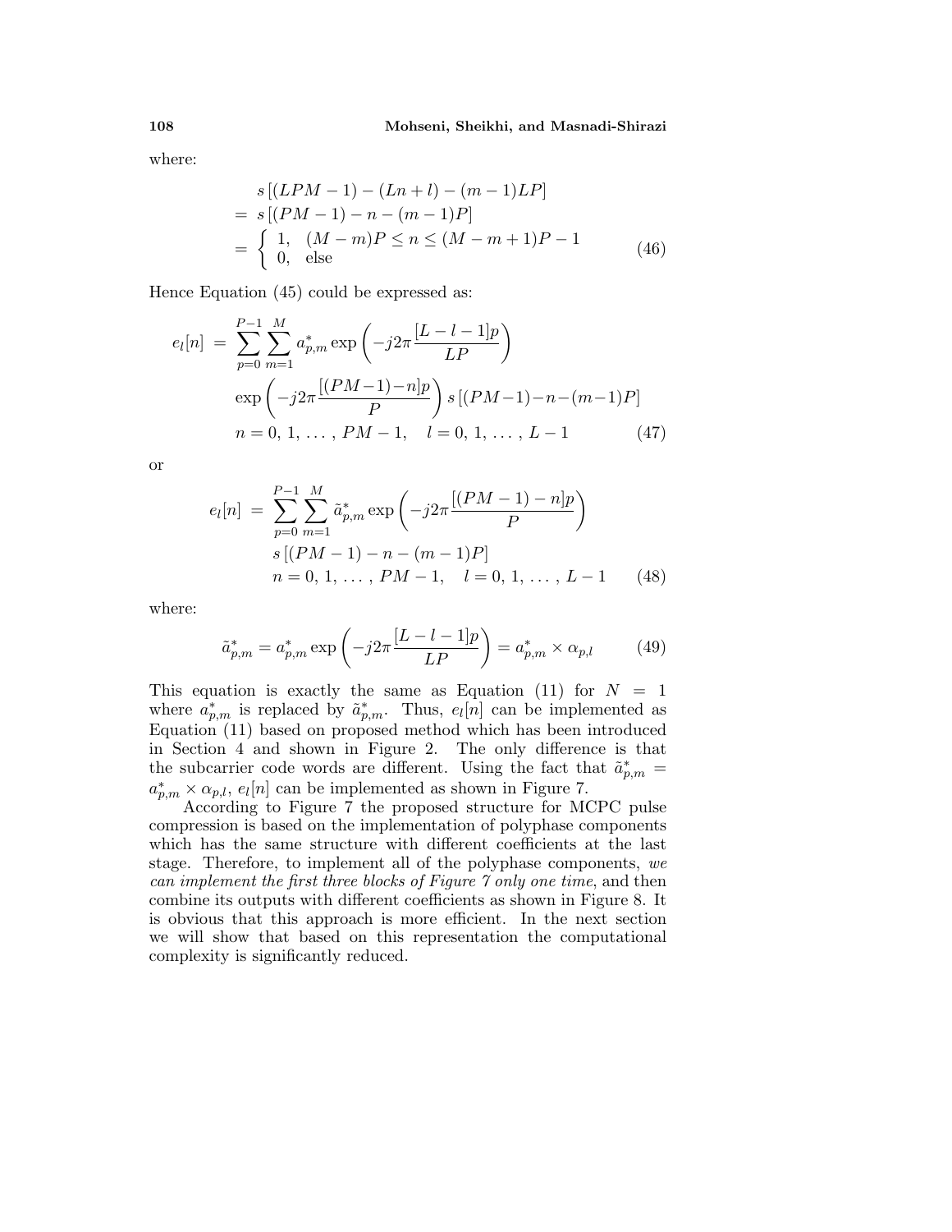where:

$$
\begin{aligned}
& s\left[(LPM-1)-(Ln+l)-(m-1)LP\right] \\
&= s\left[(PM-1)-n-(m-1)P\right] \\
&= \begin{cases} 1, & (M-m)P \leq n \leq (M-m+1)P-1 \\ 0, & \text{else} \end{cases}
\end{aligned} \tag{46}
$$

Hence Equation (45) could be expressed as:

$$
\begin{aligned}
e_l[n] \;=\; & \sum_{p=0}^{P-1}\sum_{m=1}^{M} a_{p,m}^{*} \exp\left(-j2\pi \frac{[L-l-1]p}{LP}\right) \\
& \exp\left(-j2\pi \frac{[(PM-1)-n]p}{P}\right) s\left[(PM-1)-n-(m-1)P\right] \\
& n=0,\,1,\,\ldots,\,PM-1, \quad l=0,\,1,\,\ldots,\,L-1
\end{aligned} \tag{47}
$$

or

$$
\begin{aligned}
e_l[n] \;=\; & \sum_{p=0}^{P-1}\sum_{m=1}^{M} \tilde{a}_{p,m}^{*} \exp\left(-j2\pi \frac{[(PM-1)-n]p}{P}\right) \\
& s\left[(PM-1)-n-(m-1)P\right] \\
& n=0,\,1,\,\ldots,\,PM-1, \quad l=0,\,1,\,\ldots,\,L-1
\end{aligned} \tag{48}
$$

where:

$$
\tilde{a}_{p,m}^{*} = a_{p,m}^{*} \exp\left(-j2\pi \frac{[L-l-1]p}{LP}\right) = a_{p,m}^{*} \times \alpha_{p,l} \tag{49}
$$

This equation is exactly the same as Equation (11) for $N = 1$ where $a_{p,m}^{*}$ is replaced by $\tilde{a}_{p,m}^{*}$. Thus, $e_l[n]$ can be implemented as Equation (11) based on proposed method which has been introduced in Section 4 and shown in Figure 2. The only difference is that the subcarrier code words are different. Using the fact that $\tilde{a}_{p,m}^{*} = a_{p,m}^{*} \times \alpha_{p,l}$, $e_l[n]$ can be implemented as shown in Figure 7.

According to Figure 7 the proposed structure for MCPC pulse compression is based on the implementation of polyphase components which has the same structure with different coefficients at the last stage. Therefore, to implement all of the polyphase components, *we can implement the first three blocks of Figure 7 only one time*, and then combine its outputs with different coefficients as shown in Figure 8. It is obvious that this approach is more efficient. In the next section we will show that based on this representation the computational complexity is significantly reduced.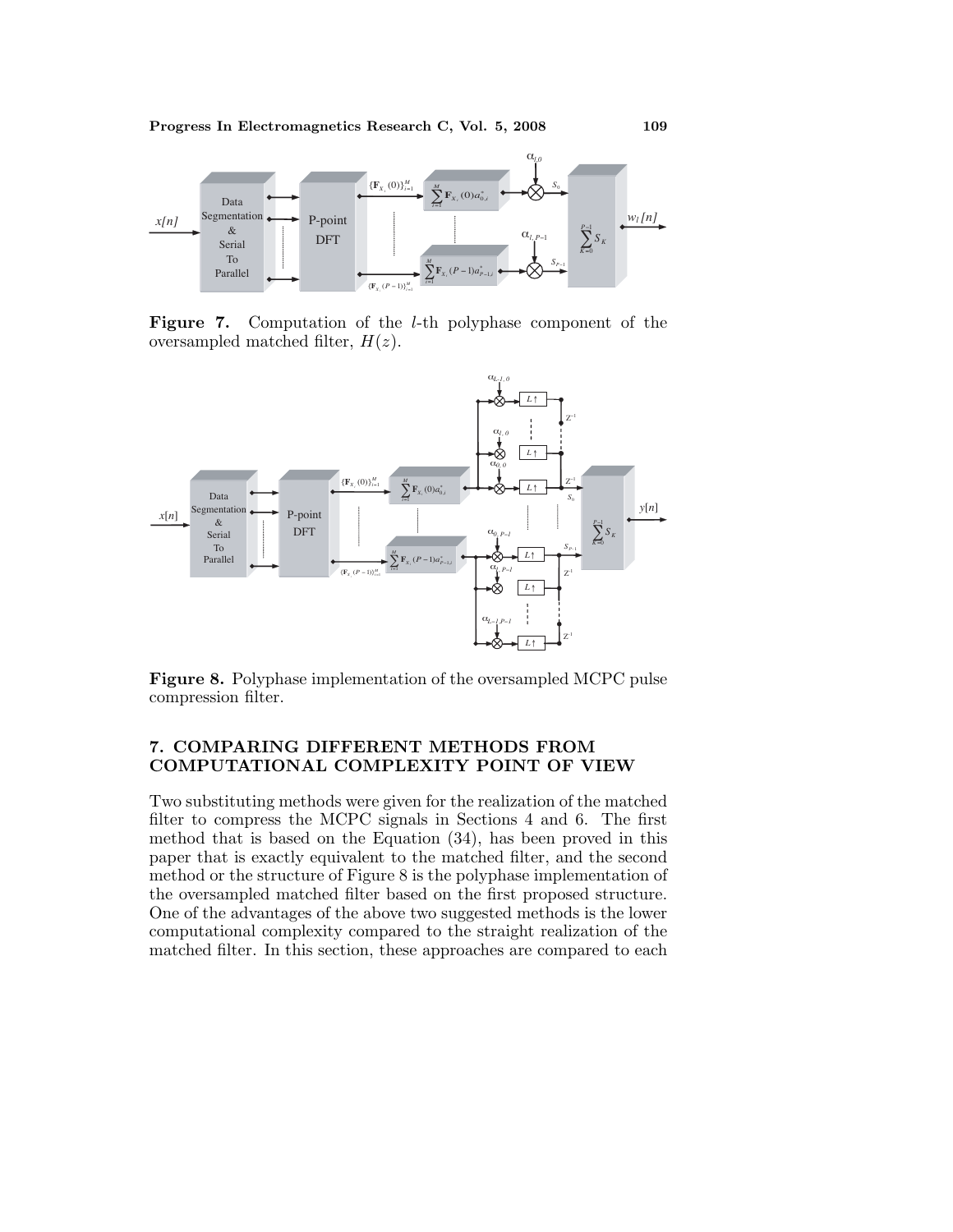**Figure 7.** Computation of the $l$-th polyphase component of the oversampled matched filter, $H(z)$.

**Figure 8.** Polyphase implementation of the oversampled MCPC pulse compression filter.

## 7. COMPARING DIFFERENT METHODS FROM COMPUTATIONAL COMPLEXITY POINT OF VIEW

Two substituting methods were given for the realization of the matched filter to compress the MCPC signals in Sections 4 and 6. The first method that is based on the Equation (34), has been proved in this paper that is exactly equivalent to the matched filter, and the second method or the structure of Figure 8 is the polyphase implementation of the oversampled matched filter based on the first proposed structure. One of the advantages of the above two suggested methods is the lower computational complexity compared to the straight realization of the matched filter. In this section, these approaches are compared to each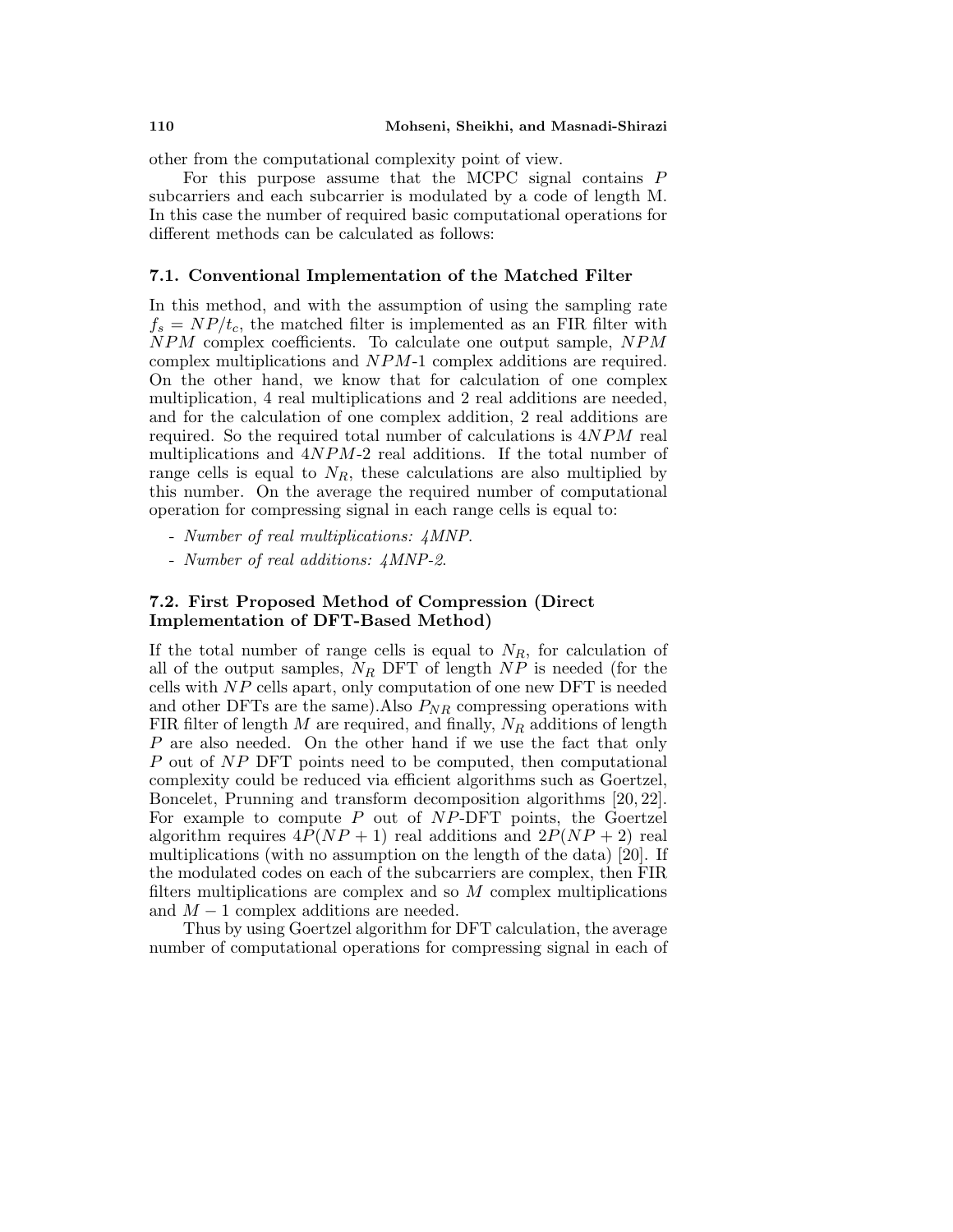other from the computational complexity point of view.

For this purpose assume that the MCPC signal contains $P$ subcarriers and each subcarrier is modulated by a code of length M. In this case the number of required basic computational operations for different methods can be calculated as follows:

### 7.1. Conventional Implementation of the Matched Filter

In this method, and with the assumption of using the sampling rate $f_s = NP/t_c$, the matched filter is implemented as an FIR filter with $NPM$ complex coefficients. To calculate one output sample, $NPM$ complex multiplications and $NPM$-1 complex additions are required. On the other hand, we know that for calculation of one complex multiplication, 4 real multiplications and 2 real additions are needed, and for the calculation of one complex addition, 2 real additions are required. So the required total number of calculations is $4NPM$ real multiplications and $4NPM$-2 real additions. If the total number of range cells is equal to $N_R$, these calculations are also multiplied by this number. On the average the required number of computational operation for compressing signal in each range cells is equal to:

- *Number of real multiplications: 4MNP.*
- *Number of real additions: 4MNP-2.*

### 7.2. First Proposed Method of Compression (Direct Implementation of DFT-Based Method)

If the total number of range cells is equal to $N_R$, for calculation of all of the output samples, $N_R$ DFT of length $NP$ is needed (for the cells with $NP$ cells apart, only computation of one new DFT is needed and other DFTs are the same).Also $P_{NR}$ compressing operations with FIR filter of length $M$ are required, and finally, $N_R$ additions of length $P$ are also needed. On the other hand if we use the fact that only $P$ out of $NP$ DFT points need to be computed, then computational complexity could be reduced via efficient algorithms such as Goertzel, Boncelet, Prunning and transform decomposition algorithms [20, 22]. For example to compute $P$ out of $NP$-DFT points, the Goertzel algorithm requires $4P(NP + 1)$ real additions and $2P(NP + 2)$ real multiplications (with no assumption on the length of the data) [20]. If the modulated codes on each of the subcarriers are complex, then FIR filters multiplications are complex and so $M$ complex multiplications and $M - 1$ complex additions are needed.

Thus by using Goertzel algorithm for DFT calculation, the average number of computational operations for compressing signal in each of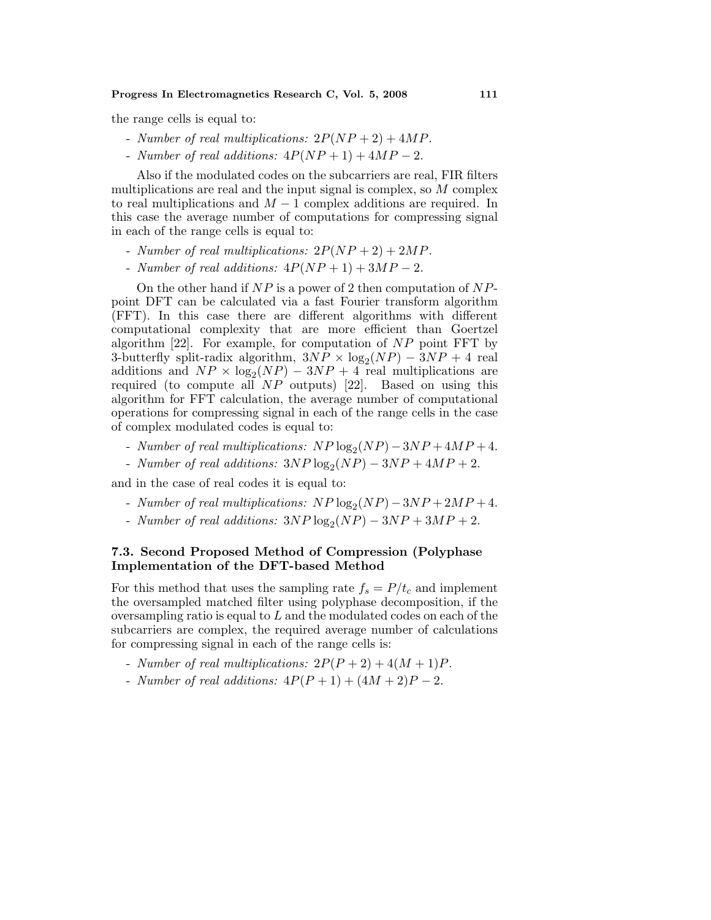the range cells is equal to:

- *Number of real multiplications:* $2P(NP + 2) + 4MP$.
- *Number of real additions:* $4P(NP + 1) + 4MP - 2$.

Also if the modulated codes on the subcarriers are real, FIR filters multiplications are real and the input signal is complex, so $M$ complex to real multiplications and $M - 1$ complex additions are required. In this case the average number of computations for compressing signal in each of the range cells is equal to:

- *Number of real multiplications:* $2P(NP + 2) + 2MP$.
- *Number of real additions:* $4P(NP + 1) + 3MP - 2$.

On the other hand if $NP$ is a power of 2 then computation of $NP$-point DFT can be calculated via a fast Fourier transform algorithm (FFT). In this case there are different algorithms with different computational complexity that are more efficient than Goertzel algorithm [22]. For example, for computation of $NP$ point FFT by 3-butterfly split-radix algorithm, $3NP \times \log_2(NP) - 3NP + 4$ real additions and $NP \times \log_2(NP) - 3NP + 4$ real multiplications are required (to compute all $NP$ outputs) [22]. Based on using this algorithm for FFT calculation, the average number of computational operations for compressing signal in each of the range cells in the case of complex modulated codes is equal to:

- *Number of real multiplications:* $NP \log_2(NP) - 3NP + 4MP + 4$.
- *Number of real additions:* $3NP \log_2(NP) - 3NP + 4MP + 2$.

and in the case of real codes it is equal to:

- *Number of real multiplications:* $NP \log_2(NP) - 3NP + 2MP + 4$.
- *Number of real additions:* $3NP \log_2(NP) - 3NP + 3MP + 2$.

### 7.3. Second Proposed Method of Compression (Polyphase Implementation of the DFT-based Method

For this method that uses the sampling rate $f_s = P/t_c$ and implement the oversampled matched filter using polyphase decomposition, if the oversampling ratio is equal to $L$ and the modulated codes on each of the subcarriers are complex, the required average number of calculations for compressing signal in each of the range cells is:

- *Number of real multiplications:* $2P(P + 2) + 4(M + 1)P$.
- *Number of real additions:* $4P(P + 1) + (4M + 2)P - 2$.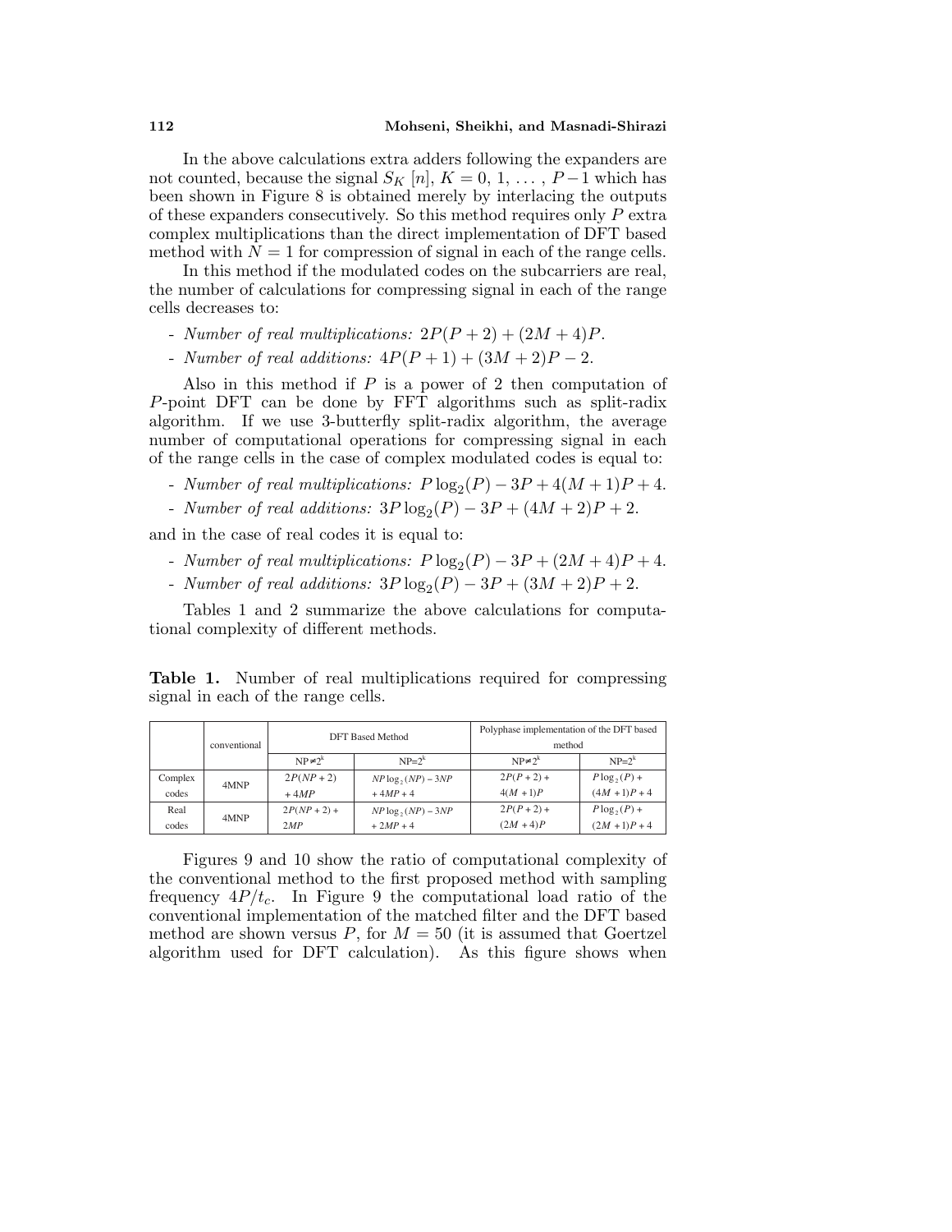In the above calculations extra adders following the expanders are not counted, because the signal $S_K[n]$, $K = 0, 1, \ldots, P-1$ which has been shown in Figure 8 is obtained merely by interlacing the outputs of these expanders consecutively. So this method requires only $P$ extra complex multiplications than the direct implementation of DFT based method with $N = 1$ for compression of signal in each of the range cells.

In this method if the modulated codes on the subcarriers are real, the number of calculations for compressing signal in each of the range cells decreases to:

- *Number of real multiplications:* $2P(P+2) + (2M+4)P$.
- *Number of real additions:* $4P(P+1) + (3M+2)P - 2$.

Also in this method if $P$ is a power of 2 then computation of $P$-point DFT can be done by FFT algorithms such as split-radix algorithm. If we use 3-butterfly split-radix algorithm, the average number of computational operations for compressing signal in each of the range cells in the case of complex modulated codes is equal to:

- *Number of real multiplications:* $P\log_2(P) - 3P + 4(M+1)P + 4$.
- *Number of real additions:* $3P\log_2(P) - 3P + (4M+2)P + 2$.

and in the case of real codes it is equal to:

- *Number of real multiplications:* $P\log_2(P) - 3P + (2M+4)P + 4$.
- *Number of real additions:* $3P\log_2(P) - 3P + (3M+2)P + 2$.

Tables 1 and 2 summarize the above calculations for computational complexity of different methods.

**Table 1.** Number of real multiplications required for compressing signal in each of the range cells.

| | conventional | DFT Based Method | | Polyphase implementation of the DFT based method | |
|---|---|---|---|---|---|
| | | $NP \neq 2^k$ | $NP = 2^k$ | $NP \neq 2^k$ | $NP = 2^k$ |
| Complex codes | 4MNP | $2P(NP+2) + 4MP$ | $NP\log_2(NP) - 3NP + 4MP + 4$ | $2P(P+2) + 4(M+1)P$ | $P\log_2(P) + (4M+1)P + 4$ |
| Real codes | 4MNP | $2P(NP+2) + 2MP$ | $NP\log_2(NP) - 3NP + 2MP + 4$ | $2P(P+2) + (2M+4)P$ | $P\log_2(P) + (2M+1)P + 4$ |

Figures 9 and 10 show the ratio of computational complexity of the conventional method to the first proposed method with sampling frequency $4P/t_c$. In Figure 9 the computational load ratio of the conventional implementation of the matched filter and the DFT based method are shown versus $P$, for $M = 50$ (it is assumed that Goertzel algorithm used for DFT calculation). As this figure shows when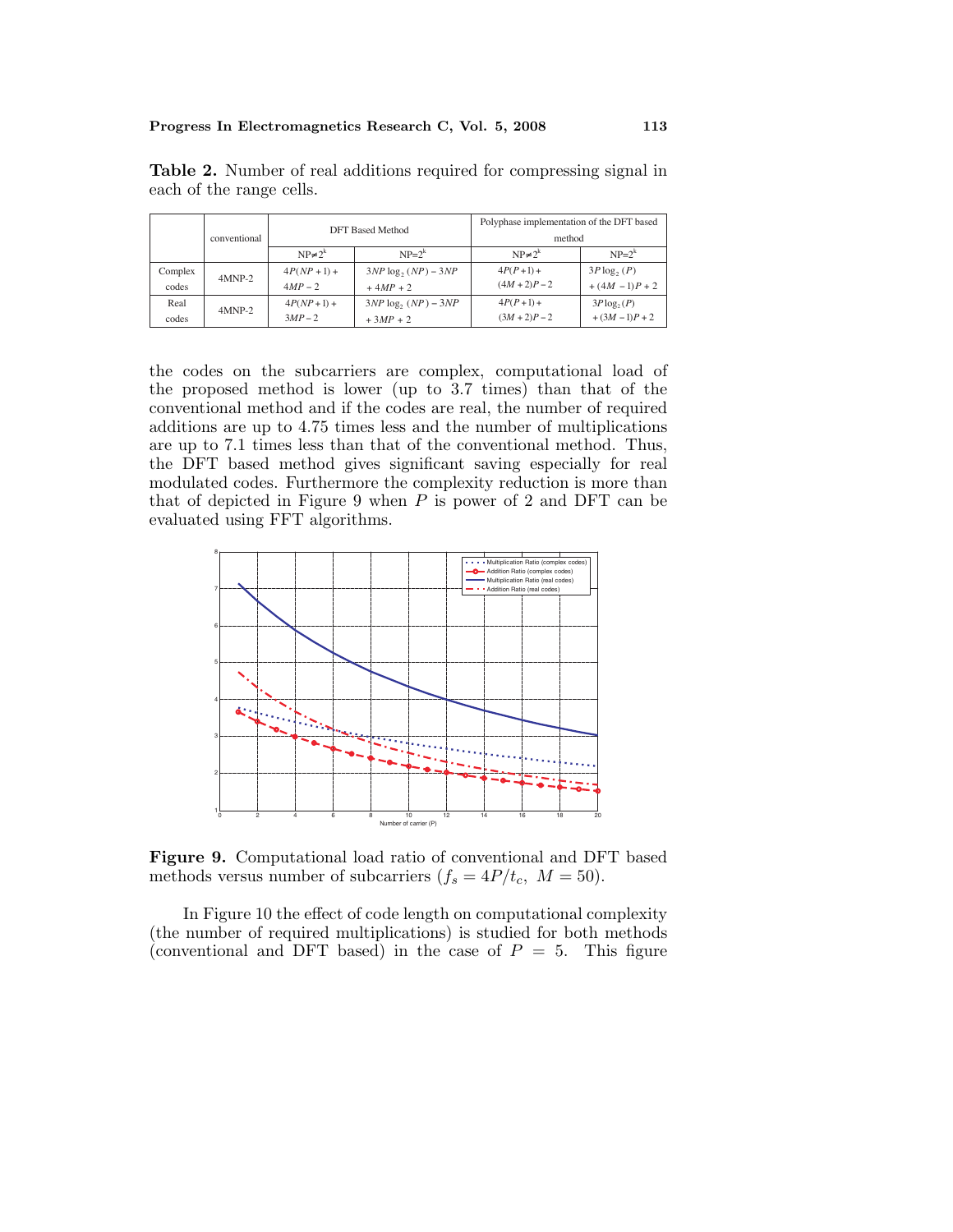**Table 2.** Number of real additions required for compressing signal in each of the range cells.

| | conventional | DFT Based Method | | Polyphase implementation of the DFT based method | |
|---|---|---|---|---|---|
| | | $NP \neq 2^k$ | $NP = 2^k$ | $NP \neq 2^k$ | $NP = 2^k$ |
| Complex codes | 4MNP-2 | $4P(NP+1)+4MP-2$ | $3NP\log_2(NP)-3NP+4MP+2$ | $4P(P+1)+(4M+2)P-2$ | $3P\log_2(P)+(4M-1)P+2$ |
| Real codes | 4MNP-2 | $4P(NP+1)+3MP-2$ | $3NP\log_2(NP)-3NP+3MP+2$ | $4P(P+1)+(3M+2)P-2$ | $3P\log_2(P)+(3M-1)P+2$ |

the codes on the subcarriers are complex, computational load of the proposed method is lower (up to 3.7 times) than that of the conventional method and if the codes are real, the number of required additions are up to 4.75 times less and the number of multiplications are up to 7.1 times less than that of the conventional method. Thus, the DFT based method gives significant saving especially for real modulated codes. Furthermore the complexity reduction is more than that of depicted in Figure 9 when $P$ is power of 2 and DFT can be evaluated using FFT algorithms.

**Figure 9.** Computational load ratio of conventional and DFT based methods versus number of subcarriers ($f_s = 4P/t_c$, $M = 50$).

In Figure 10 the effect of code length on computational complexity (the number of required multiplications) is studied for both methods (conventional and DFT based) in the case of $P = 5$. This figure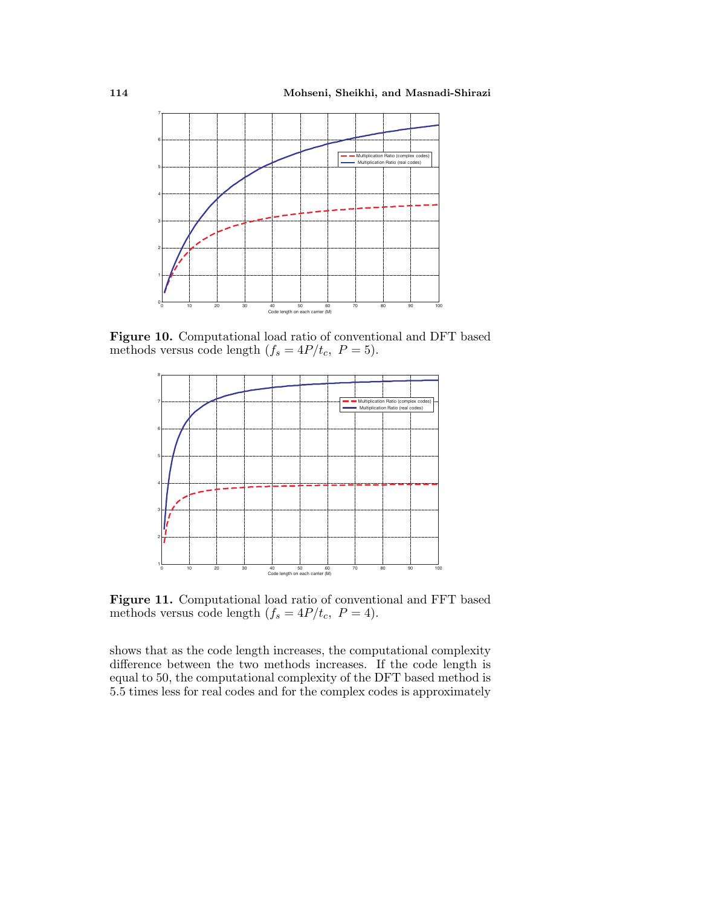Figure 10. Computational load ratio of conventional and DFT based methods versus code length ($f_s = 4P/t_c$, $P = 5$).

Figure 11. Computational load ratio of conventional and FFT based methods versus code length ($f_s = 4P/t_c$, $P = 4$).

shows that as the code length increases, the computational complexity difference between the two methods increases. If the code length is equal to 50, the computational complexity of the DFT based method is 5.5 times less for real codes and for the complex codes is approximately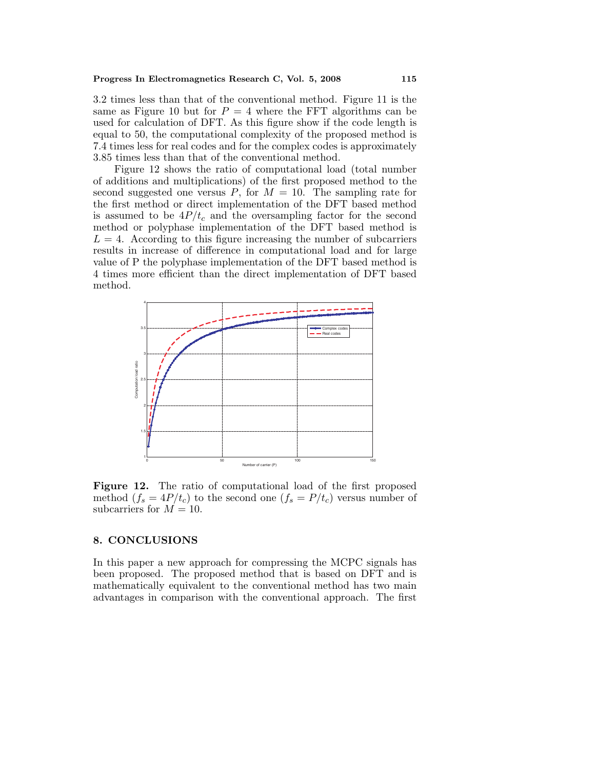3.2 times less than that of the conventional method. Figure 11 is the same as Figure 10 but for $P = 4$ where the FFT algorithms can be used for calculation of DFT. As this figure show if the code length is equal to 50, the computational complexity of the proposed method is 7.4 times less for real codes and for the complex codes is approximately 3.85 times less than that of the conventional method.

Figure 12 shows the ratio of computational load (total number of additions and multiplications) of the first proposed method to the second suggested one versus $P$, for $M = 10$. The sampling rate for the first method or direct implementation of the DFT based method is assumed to be $4P/t_c$ and the oversampling factor for the second method or polyphase implementation of the DFT based method is $L = 4$. According to this figure increasing the number of subcarriers results in increase of difference in computational load and for large value of P the polyphase implementation of the DFT based method is 4 times more efficient than the direct implementation of DFT based method.

**Figure 12.** The ratio of computational load of the first proposed method ($f_s = 4P/t_c$) to the second one ($f_s = P/t_c$) versus number of subcarriers for $M = 10$.

## 8. CONCLUSIONS

In this paper a new approach for compressing the MCPC signals has been proposed. The proposed method that is based on DFT and is mathematically equivalent to the conventional method has two main advantages in comparison with the conventional approach. The first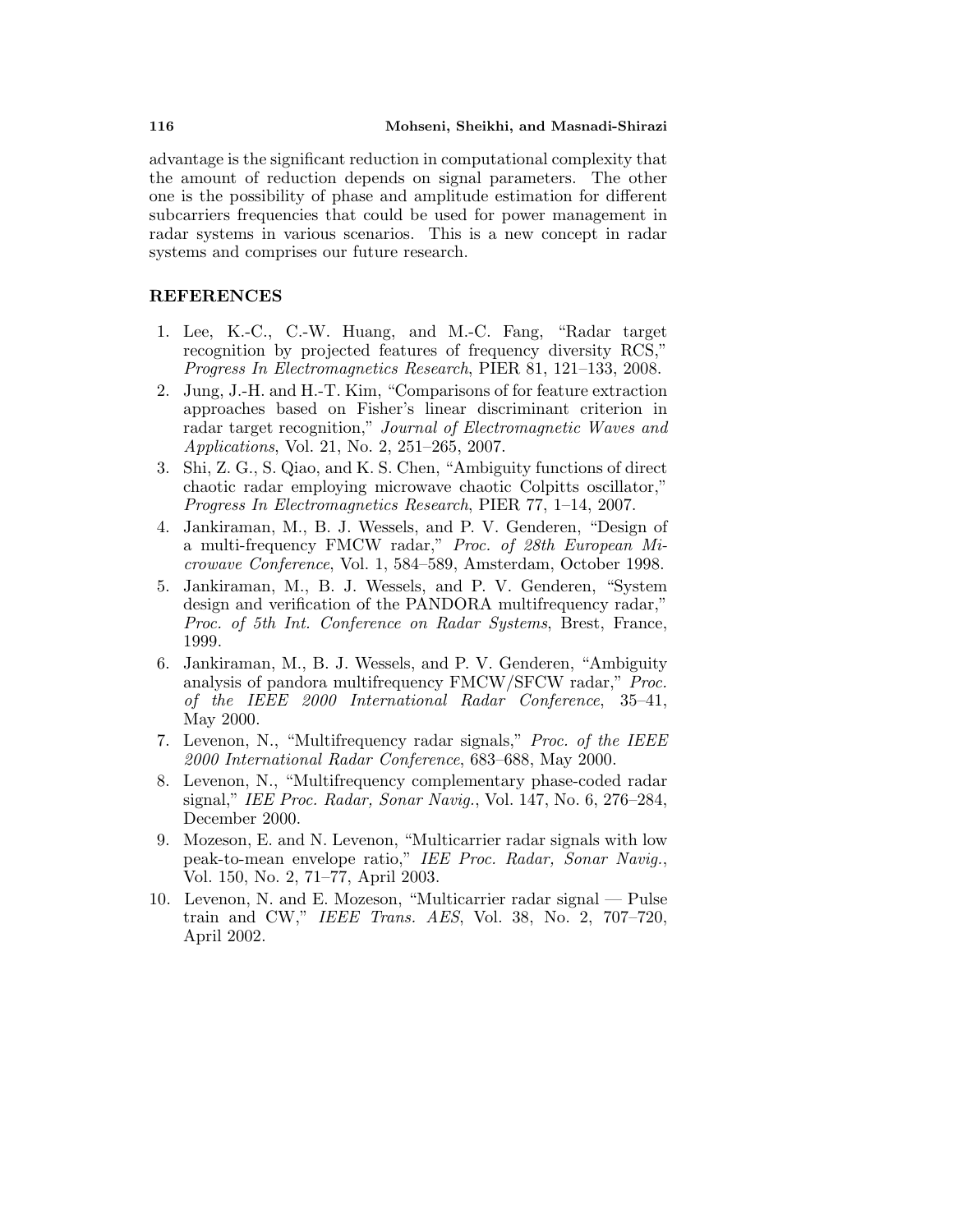advantage is the significant reduction in computational complexity that the amount of reduction depends on signal parameters. The other one is the possibility of phase and amplitude estimation for different subcarriers frequencies that could be used for power management in radar systems in various scenarios. This is a new concept in radar systems and comprises our future research.

## REFERENCES

1. Lee, K.-C., C.-W. Huang, and M.-C. Fang, "Radar target recognition by projected features of frequency diversity RCS," *Progress In Electromagnetics Research*, PIER 81, 121–133, 2008.
2. Jung, J.-H. and H.-T. Kim, "Comparisons of for feature extraction approaches based on Fisher's linear discriminant criterion in radar target recognition," *Journal of Electromagnetic Waves and Applications*, Vol. 21, No. 2, 251–265, 2007.
3. Shi, Z. G., S. Qiao, and K. S. Chen, "Ambiguity functions of direct chaotic radar employing microwave chaotic Colpitts oscillator," *Progress In Electromagnetics Research*, PIER 77, 1–14, 2007.
4. Jankiraman, M., B. J. Wessels, and P. V. Genderen, "Design of a multi-frequency FMCW radar," *Proc. of 28th European Microwave Conference*, Vol. 1, 584–589, Amsterdam, October 1998.
5. Jankiraman, M., B. J. Wessels, and P. V. Genderen, "System design and verification of the PANDORA multifrequency radar," *Proc. of 5th Int. Conference on Radar Systems*, Brest, France, 1999.
6. Jankiraman, M., B. J. Wessels, and P. V. Genderen, "Ambiguity analysis of pandora multifrequency FMCW/SFCW radar," *Proc. of the IEEE 2000 International Radar Conference*, 35–41, May 2000.
7. Levenon, N., "Multifrequency radar signals," *Proc. of the IEEE 2000 International Radar Conference*, 683–688, May 2000.
8. Levenon, N., "Multifrequency complementary phase-coded radar signal," *IEE Proc. Radar, Sonar Navig.*, Vol. 147, No. 6, 276–284, December 2000.
9. Mozeson, E. and N. Levenon, "Multicarrier radar signals with low peak-to-mean envelope ratio," *IEE Proc. Radar, Sonar Navig.*, Vol. 150, No. 2, 71–77, April 2003.
10. Levenon, N. and E. Mozeson, "Multicarrier radar signal — Pulse train and CW," *IEEE Trans. AES*, Vol. 38, No. 2, 707–720, April 2002.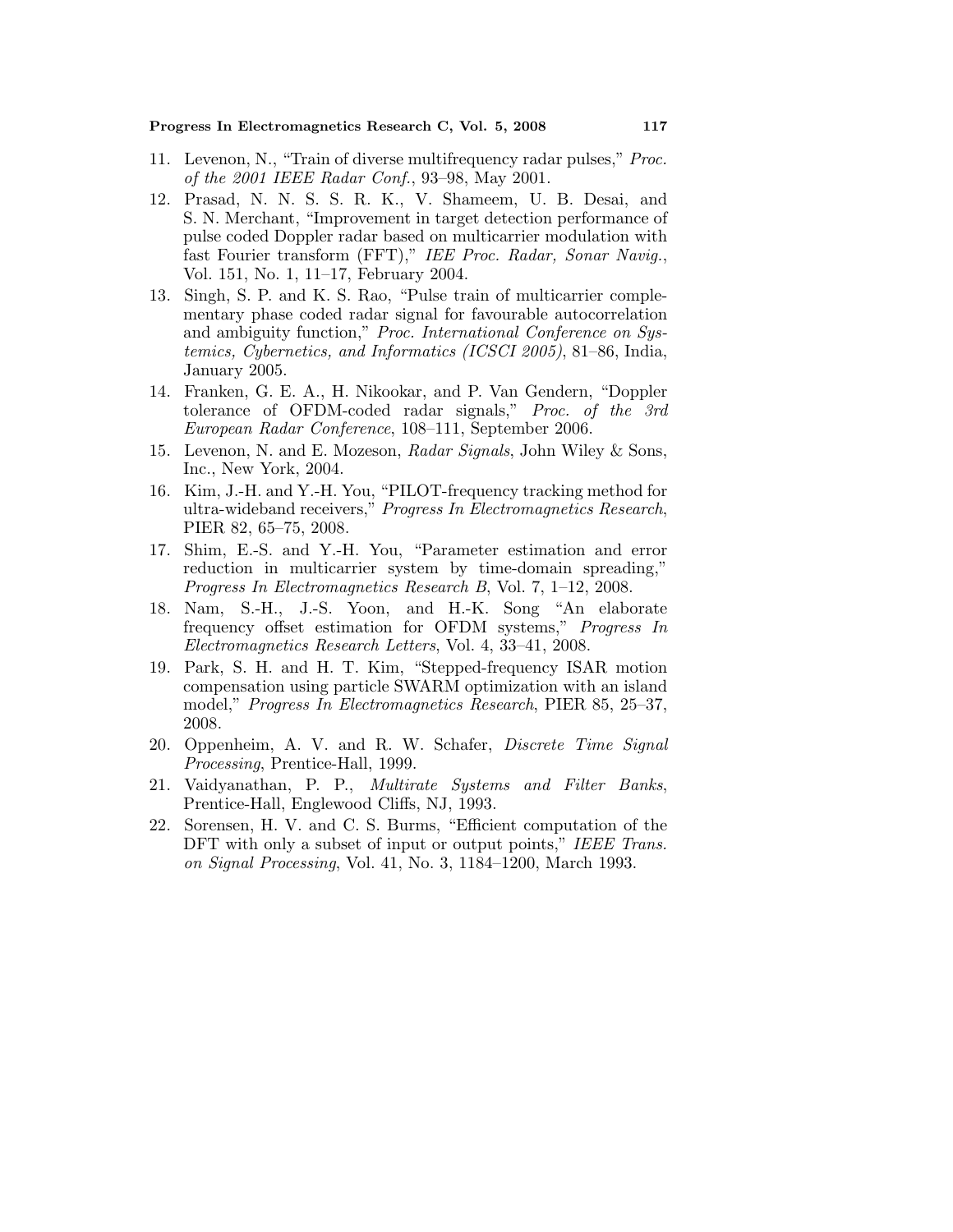11. Levenon, N., "Train of diverse multifrequency radar pulses," *Proc. of the 2001 IEEE Radar Conf.*, 93–98, May 2001.
12. Prasad, N. N. S. S. R. K., V. Shameem, U. B. Desai, and S. N. Merchant, "Improvement in target detection performance of pulse coded Doppler radar based on multicarrier modulation with fast Fourier transform (FFT)," *IEE Proc. Radar, Sonar Navig.*, Vol. 151, No. 1, 11–17, February 2004.
13. Singh, S. P. and K. S. Rao, "Pulse train of multicarrier complementary phase coded radar signal for favourable autocorrelation and ambiguity function," *Proc. International Conference on Systemics, Cybernetics, and Informatics (ICSCI 2005)*, 81–86, India, January 2005.
14. Franken, G. E. A., H. Nikookar, and P. Van Gendern, "Doppler tolerance of OFDM-coded radar signals," *Proc. of the 3rd European Radar Conference*, 108–111, September 2006.
15. Levenon, N. and E. Mozeson, *Radar Signals*, John Wiley & Sons, Inc., New York, 2004.
16. Kim, J.-H. and Y.-H. You, "PILOT-frequency tracking method for ultra-wideband receivers," *Progress In Electromagnetics Research*, PIER 82, 65–75, 2008.
17. Shim, E.-S. and Y.-H. You, "Parameter estimation and error reduction in multicarrier system by time-domain spreading," *Progress In Electromagnetics Research B*, Vol. 7, 1–12, 2008.
18. Nam, S.-H., J.-S. Yoon, and H.-K. Song "An elaborate frequency offset estimation for OFDM systems," *Progress In Electromagnetics Research Letters*, Vol. 4, 33–41, 2008.
19. Park, S. H. and H. T. Kim, "Stepped-frequency ISAR motion compensation using particle SWARM optimization with an island model," *Progress In Electromagnetics Research*, PIER 85, 25–37, 2008.
20. Oppenheim, A. V. and R. W. Schafer, *Discrete Time Signal Processing*, Prentice-Hall, 1999.
21. Vaidyanathan, P. P., *Multirate Systems and Filter Banks*, Prentice-Hall, Englewood Cliffs, NJ, 1993.
22. Sorensen, H. V. and C. S. Burms, "Efficient computation of the DFT with only a subset of input or output points," *IEEE Trans. on Signal Processing*, Vol. 41, No. 3, 1184–1200, March 1993.